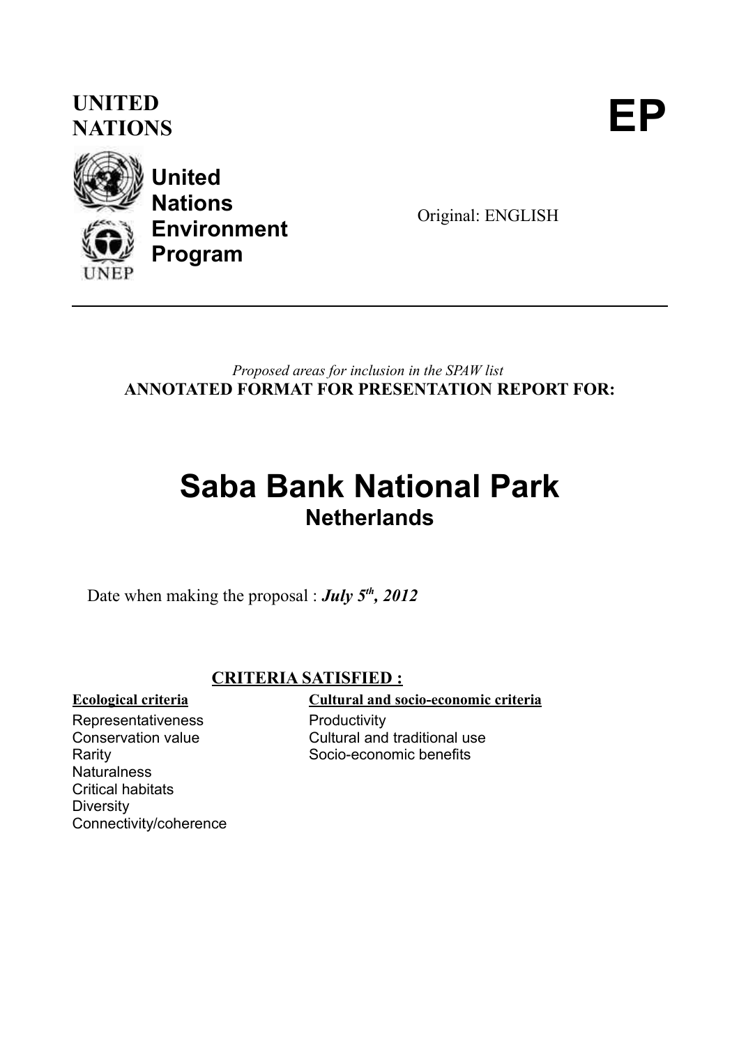**UNITED NATIONS** **EP**

**United Nations Environment Program**

UNEP

Original: ENGLISH

---

*Proposed areas for inclusion in the SPAW list*

**ANNOTATED FORMAT FOR PRESENTATION REPORT FOR:**

# Saba Bank National Park

## Netherlands

Date when making the proposal : ***July 5th, 2012***

**CRITERIA SATISFIED :**

**Ecological criteria**

- Representativeness
- Conservation value
- Rarity
- Naturalness
- Critical habitats
- Diversity
- Connectivity/coherence

**Cultural and socio-economic criteria**

- Productivity
- Cultural and traditional use
- Socio-economic benefits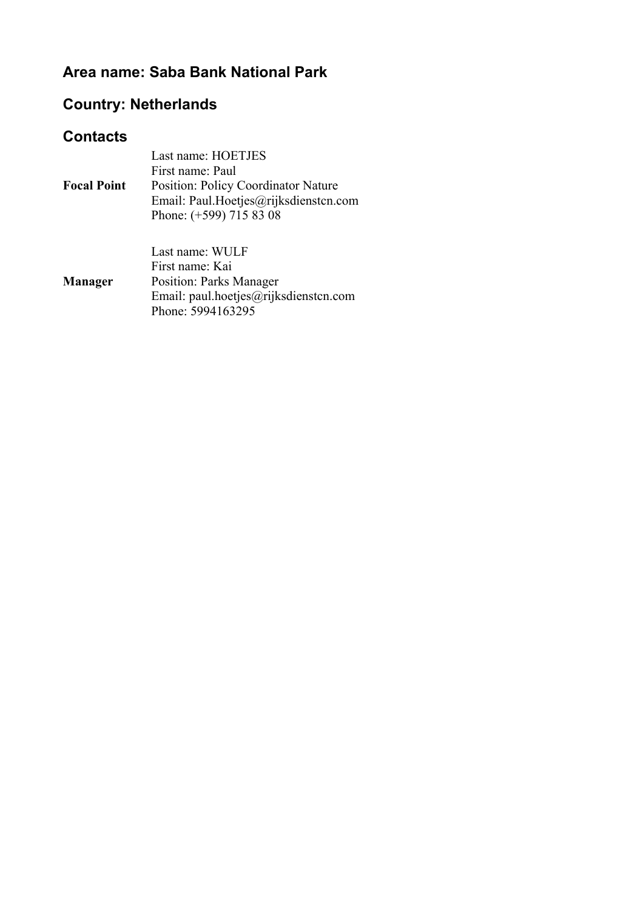## Area name: Saba Bank National Park

## Country: Netherlands

## Contacts

| | |
|---|---|
| **Focal Point** | Last name: HOETJES<br>First name: Paul<br>Position: Policy Coordinator Nature<br>Email: Paul.Hoetjes@rijksdienstcn.com<br>Phone: (+599) 715 83 08 |
| **Manager** | Last name: WULF<br>First name: Kai<br>Position: Parks Manager<br>Email: paul.hoetjes@rijksdienstcn.com<br>Phone: 5994163295 |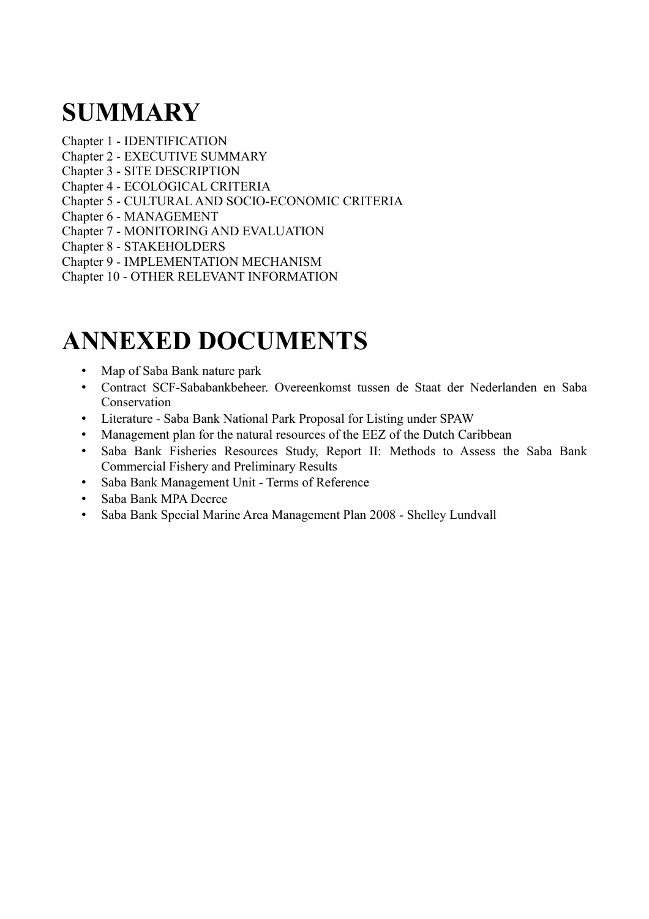# SUMMARY

Chapter 1 - IDENTIFICATION
Chapter 2 - EXECUTIVE SUMMARY
Chapter 3 - SITE DESCRIPTION
Chapter 4 - ECOLOGICAL CRITERIA
Chapter 5 - CULTURAL AND SOCIO-ECONOMIC CRITERIA
Chapter 6 - MANAGEMENT
Chapter 7 - MONITORING AND EVALUATION
Chapter 8 - STAKEHOLDERS
Chapter 9 - IMPLEMENTATION MECHANISM
Chapter 10 - OTHER RELEVANT INFORMATION

# ANNEXED DOCUMENTS

- Map of Saba Bank nature park
- Contract SCF-Sababankbeheer. Overeenkomst tussen de Staat der Nederlanden en Saba Conservation
- Literature - Saba Bank National Park Proposal for Listing under SPAW
- Management plan for the natural resources of the EEZ of the Dutch Caribbean
- Saba Bank Fisheries Resources Study, Report II: Methods to Assess the Saba Bank Commercial Fishery and Preliminary Results
- Saba Bank Management Unit - Terms of Reference
- Saba Bank MPA Decree
- Saba Bank Special Marine Area Management Plan 2008 - Shelley Lundvall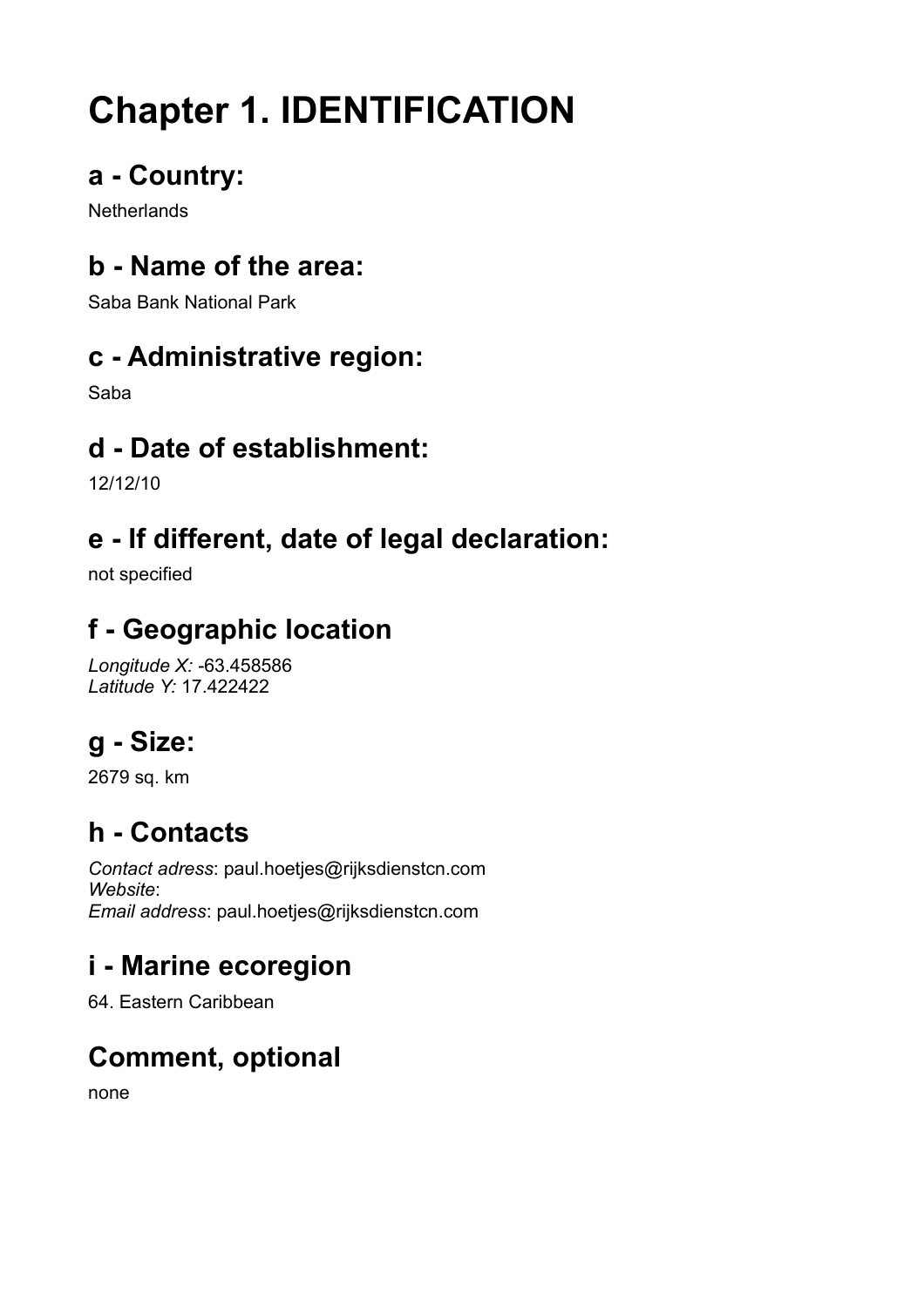# Chapter 1. IDENTIFICATION

## a - Country:

Netherlands

## b - Name of the area:

Saba Bank National Park

## c - Administrative region:

Saba

## d - Date of establishment:

12/12/10

## e - If different, date of legal declaration:

not specified

## f - Geographic location

*Longitude X:* -63.458586
*Latitude Y:* 17.422422

## g - Size:

2679 sq. km

## h - Contacts

*Contact adress*: paul.hoetjes@rijksdienstcn.com
*Website*:
*Email address*: paul.hoetjes@rijksdienstcn.com

## i - Marine ecoregion

64. Eastern Caribbean

## Comment, optional

none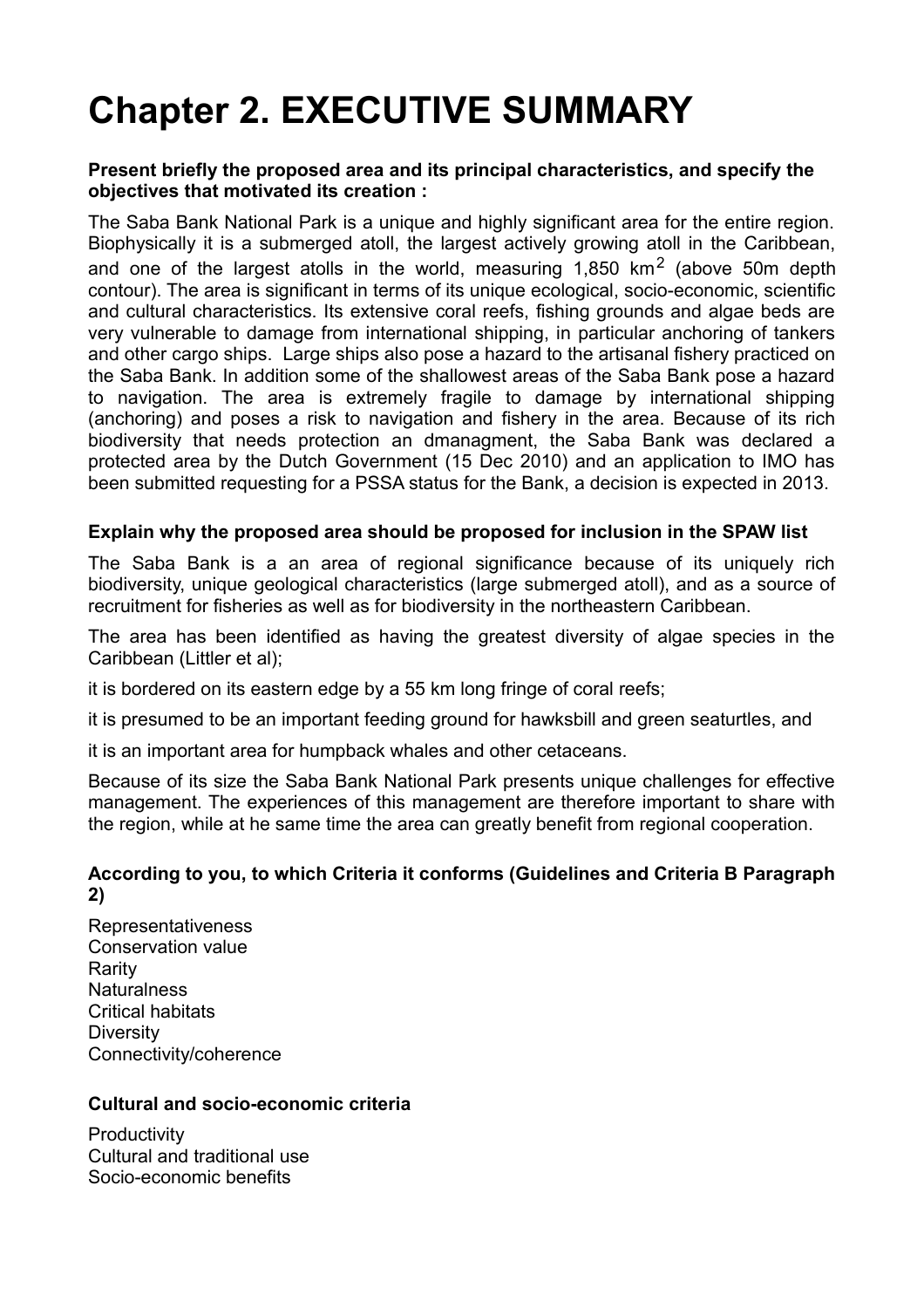# Chapter 2. EXECUTIVE SUMMARY

**Present briefly the proposed area and its principal characteristics, and specify the objectives that motivated its creation :**

The Saba Bank National Park is a unique and highly significant area for the entire region. Biophysically it is a submerged atoll, the largest actively growing atoll in the Caribbean, and one of the largest atolls in the world, measuring 1,850 $km^2$ (above 50m depth contour). The area is significant in terms of its unique ecological, socio-economic, scientific and cultural characteristics. Its extensive coral reefs, fishing grounds and algae beds are very vulnerable to damage from international shipping, in particular anchoring of tankers and other cargo ships. Large ships also pose a hazard to the artisanal fishery practiced on the Saba Bank. In addition some of the shallowest areas of the Saba Bank pose a hazard to navigation. The area is extremely fragile to damage by international shipping (anchoring) and poses a risk to navigation and fishery in the area. Because of its rich biodiversity that needs protection an dmanagment, the Saba Bank was declared a protected area by the Dutch Government (15 Dec 2010) and an application to IMO has been submitted requesting for a PSSA status for the Bank, a decision is expected in 2013.

**Explain why the proposed area should be proposed for inclusion in the SPAW list**

The Saba Bank is a an area of regional significance because of its uniquely rich biodiversity, unique geological characteristics (large submerged atoll), and as a source of recruitment for fisheries as well as for biodiversity in the northeastern Caribbean.

The area has been identified as having the greatest diversity of algae species in the Caribbean (Littler et al);

it is bordered on its eastern edge by a 55 km long fringe of coral reefs;

it is presumed to be an important feeding ground for hawksbill and green seaturtles, and

it is an important area for humpback whales and other cetaceans.

Because of its size the Saba Bank National Park presents unique challenges for effective management. The experiences of this management are therefore important to share with the region, while at he same time the area can greatly benefit from regional cooperation.

**According to you, to which Criteria it conforms (Guidelines and Criteria B Paragraph 2)**

Representativeness
Conservation value
Rarity
Naturalness
Critical habitats
Diversity
Connectivity/coherence

**Cultural and socio-economic criteria**

Productivity
Cultural and traditional use
Socio-economic benefits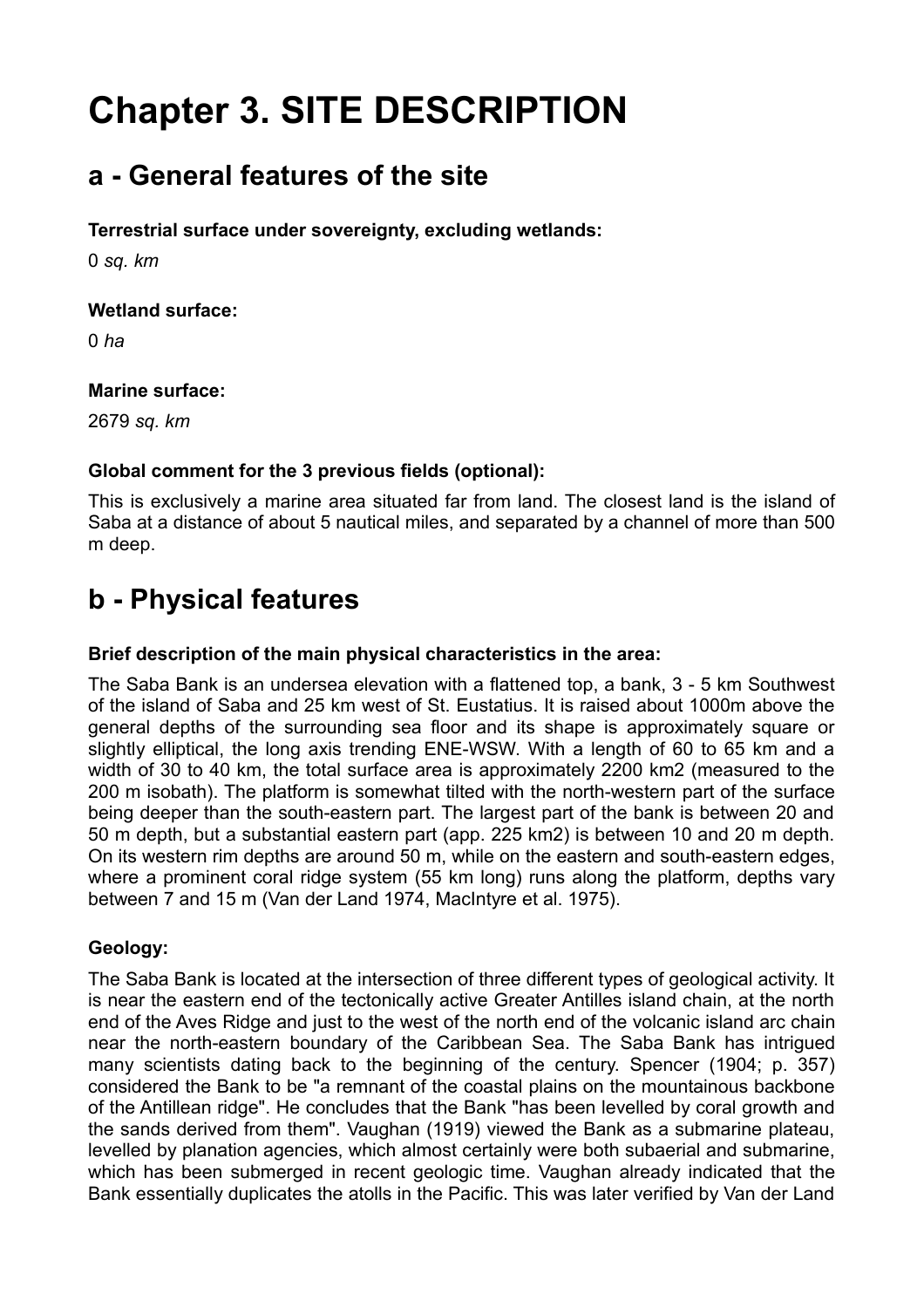# Chapter 3. SITE DESCRIPTION

## a - General features of the site

**Terrestrial surface under sovereignty, excluding wetlands:**

0 *sq. km*

**Wetland surface:**

0 *ha*

**Marine surface:**

2679 *sq. km*

**Global comment for the 3 previous fields (optional):**

This is exclusively a marine area situated far from land. The closest land is the island of Saba at a distance of about 5 nautical miles, and separated by a channel of more than 500 m deep.

## b - Physical features

**Brief description of the main physical characteristics in the area:**

The Saba Bank is an undersea elevation with a flattened top, a bank, 3 - 5 km Southwest of the island of Saba and 25 km west of St. Eustatius. It is raised about 1000m above the general depths of the surrounding sea floor and its shape is approximately square or slightly elliptical, the long axis trending ENE-WSW. With a length of 60 to 65 km and a width of 30 to 40 km, the total surface area is approximately 2200 km2 (measured to the 200 m isobath). The platform is somewhat tilted with the north-western part of the surface being deeper than the south-eastern part. The largest part of the bank is between 20 and 50 m depth, but a substantial eastern part (app. 225 km2) is between 10 and 20 m depth. On its western rim depths are around 50 m, while on the eastern and south-eastern edges, where a prominent coral ridge system (55 km long) runs along the platform, depths vary between 7 and 15 m (Van der Land 1974, MacIntyre et al. 1975).

**Geology:**

The Saba Bank is located at the intersection of three different types of geological activity. It is near the eastern end of the tectonically active Greater Antilles island chain, at the north end of the Aves Ridge and just to the west of the north end of the volcanic island arc chain near the north-eastern boundary of the Caribbean Sea. The Saba Bank has intrigued many scientists dating back to the beginning of the century. Spencer (1904; p. 357) considered the Bank to be "a remnant of the coastal plains on the mountainous backbone of the Antillean ridge". He concludes that the Bank "has been levelled by coral growth and the sands derived from them". Vaughan (1919) viewed the Bank as a submarine plateau, levelled by planation agencies, which almost certainly were both subaerial and submarine, which has been submerged in recent geologic time. Vaughan already indicated that the Bank essentially duplicates the atolls in the Pacific. This was later verified by Van der Land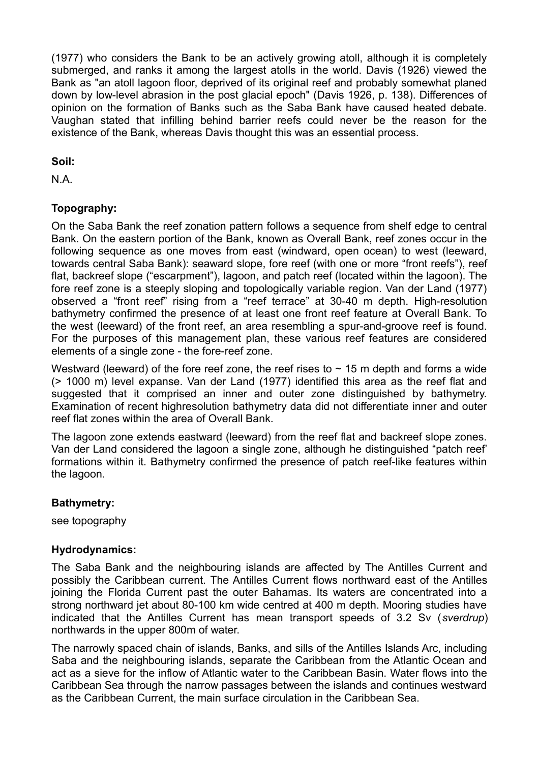(1977) who considers the Bank to be an actively growing atoll, although it is completely submerged, and ranks it among the largest atolls in the world. Davis (1926) viewed the Bank as "an atoll lagoon floor, deprived of its original reef and probably somewhat planed down by low-level abrasion in the post glacial epoch" (Davis 1926, p. 138). Differences of opinion on the formation of Banks such as the Saba Bank have caused heated debate. Vaughan stated that infilling behind barrier reefs could never be the reason for the existence of the Bank, whereas Davis thought this was an essential process.

**Soil:**

N.A.

**Topography:**

On the Saba Bank the reef zonation pattern follows a sequence from shelf edge to central Bank. On the eastern portion of the Bank, known as Overall Bank, reef zones occur in the following sequence as one moves from east (windward, open ocean) to west (leeward, towards central Saba Bank): seaward slope, fore reef (with one or more "front reefs"), reef flat, backreef slope ("escarpment"), lagoon, and patch reef (located within the lagoon). The fore reef zone is a steeply sloping and topologically variable region. Van der Land (1977) observed a "front reef" rising from a "reef terrace" at 30-40 m depth. High-resolution bathymetry confirmed the presence of at least one front reef feature at Overall Bank. To the west (leeward) of the front reef, an area resembling a spur-and-groove reef is found. For the purposes of this management plan, these various reef features are considered elements of a single zone - the fore-reef zone.

Westward (leeward) of the fore reef zone, the reef rises to ~ 15 m depth and forms a wide (> 1000 m) level expanse. Van der Land (1977) identified this area as the reef flat and suggested that it comprised an inner and outer zone distinguished by bathymetry. Examination of recent highresolution bathymetry data did not differentiate inner and outer reef flat zones within the area of Overall Bank.

The lagoon zone extends eastward (leeward) from the reef flat and backreef slope zones. Van der Land considered the lagoon a single zone, although he distinguished "patch reef' formations within it. Bathymetry confirmed the presence of patch reef-like features within the lagoon.

**Bathymetry:**

see topography

**Hydrodynamics:**

The Saba Bank and the neighbouring islands are affected by The Antilles Current and possibly the Caribbean current. The Antilles Current flows northward east of the Antilles joining the Florida Current past the outer Bahamas. Its waters are concentrated into a strong northward jet about 80-100 km wide centred at 400 m depth. Mooring studies have indicated that the Antilles Current has mean transport speeds of 3.2 Sv (*sverdrup*) northwards in the upper 800m of water.

The narrowly spaced chain of islands, Banks, and sills of the Antilles Islands Arc, including Saba and the neighbouring islands, separate the Caribbean from the Atlantic Ocean and act as a sieve for the inflow of Atlantic water to the Caribbean Basin. Water flows into the Caribbean Sea through the narrow passages between the islands and continues westward as the Caribbean Current, the main surface circulation in the Caribbean Sea.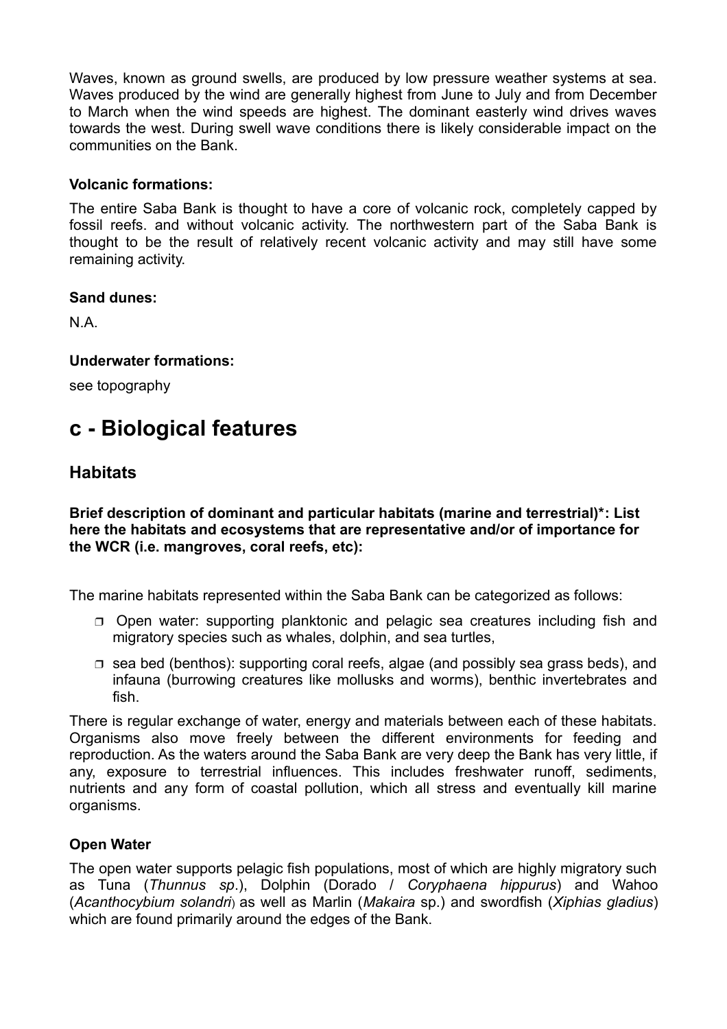Waves, known as ground swells, are produced by low pressure weather systems at sea. Waves produced by the wind are generally highest from June to July and from December to March when the wind speeds are highest. The dominant easterly wind drives waves towards the west. During swell wave conditions there is likely considerable impact on the communities on the Bank.

**Volcanic formations:**

The entire Saba Bank is thought to have a core of volcanic rock, completely capped by fossil reefs. and without volcanic activity. The northwestern part of the Saba Bank is thought to be the result of relatively recent volcanic activity and may still have some remaining activity.

**Sand dunes:**

N.A.

**Underwater formations:**

see topography

## c - Biological features

### Habitats

**Brief description of dominant and particular habitats (marine and terrestrial)*: List here the habitats and ecosystems that are representative and/or of importance for the WCR (i.e. mangroves, coral reefs, etc):**

The marine habitats represented within the Saba Bank can be categorized as follows:

- Open water: supporting planktonic and pelagic sea creatures including fish and migratory species such as whales, dolphin, and sea turtles,
- sea bed (benthos): supporting coral reefs, algae (and possibly sea grass beds), and infauna (burrowing creatures like mollusks and worms), benthic invertebrates and fish.

There is regular exchange of water, energy and materials between each of these habitats. Organisms also move freely between the different environments for feeding and reproduction. As the waters around the Saba Bank are very deep the Bank has very little, if any, exposure to terrestrial influences. This includes freshwater runoff, sediments, nutrients and any form of coastal pollution, which all stress and eventually kill marine organisms.

**Open Water**

The open water supports pelagic fish populations, most of which are highly migratory such as Tuna (*Thunnus sp*.), Dolphin (Dorado / *Coryphaena hippurus*) and Wahoo (*Acanthocybium solandri*) as well as Marlin (*Makaira* sp.) and swordfish (*Xiphias gladius*) which are found primarily around the edges of the Bank.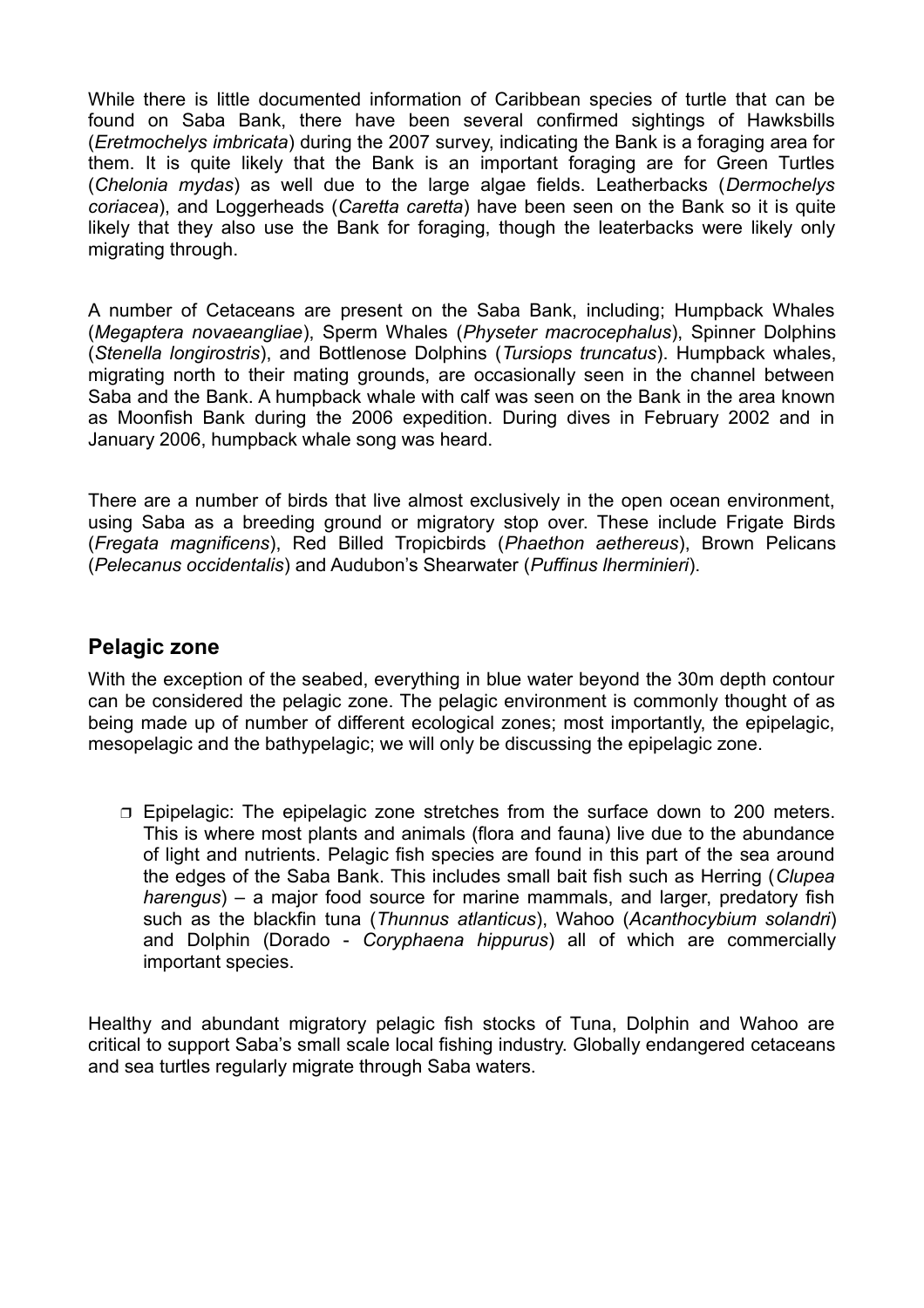While there is little documented information of Caribbean species of turtle that can be found on Saba Bank, there have been several confirmed sightings of Hawksbills (*Eretmochelys imbricata*) during the 2007 survey, indicating the Bank is a foraging area for them. It is quite likely that the Bank is an important foraging are for Green Turtles (*Chelonia mydas*) as well due to the large algae fields. Leatherbacks (*Dermochelys coriacea*), and Loggerheads (*Caretta caretta*) have been seen on the Bank so it is quite likely that they also use the Bank for foraging, though the leaterbacks were likely only migrating through.

A number of Cetaceans are present on the Saba Bank, including; Humpback Whales (*Megaptera novaeangliae*), Sperm Whales (*Physeter macrocephalus*), Spinner Dolphins (*Stenella longirostris*), and Bottlenose Dolphins (*Tursiops truncatus*). Humpback whales, migrating north to their mating grounds, are occasionally seen in the channel between Saba and the Bank. A humpback whale with calf was seen on the Bank in the area known as Moonfish Bank during the 2006 expedition. During dives in February 2002 and in January 2006, humpback whale song was heard.

There are a number of birds that live almost exclusively in the open ocean environment, using Saba as a breeding ground or migratory stop over. These include Frigate Birds (*Fregata magnificens*), Red Billed Tropicbirds (*Phaethon aethereus*), Brown Pelicans (*Pelecanus occidentalis*) and Audubon's Shearwater (*Puffinus lherminieri*).

## Pelagic zone

With the exception of the seabed, everything in blue water beyond the 30m depth contour can be considered the pelagic zone. The pelagic environment is commonly thought of as being made up of number of different ecological zones; most importantly, the epipelagic, mesopelagic and the bathypelagic; we will only be discussing the epipelagic zone.

- Epipelagic: The epipelagic zone stretches from the surface down to 200 meters. This is where most plants and animals (flora and fauna) live due to the abundance of light and nutrients. Pelagic fish species are found in this part of the sea around the edges of the Saba Bank. This includes small bait fish such as Herring (*Clupea harengus*) – a major food source for marine mammals, and larger, predatory fish such as the blackfin tuna (*Thunnus atlanticus*), Wahoo (*Acanthocybium solandri*) and Dolphin (Dorado - *Coryphaena hippurus*) all of which are commercially important species.

Healthy and abundant migratory pelagic fish stocks of Tuna, Dolphin and Wahoo are critical to support Saba's small scale local fishing industry. Globally endangered cetaceans and sea turtles regularly migrate through Saba waters.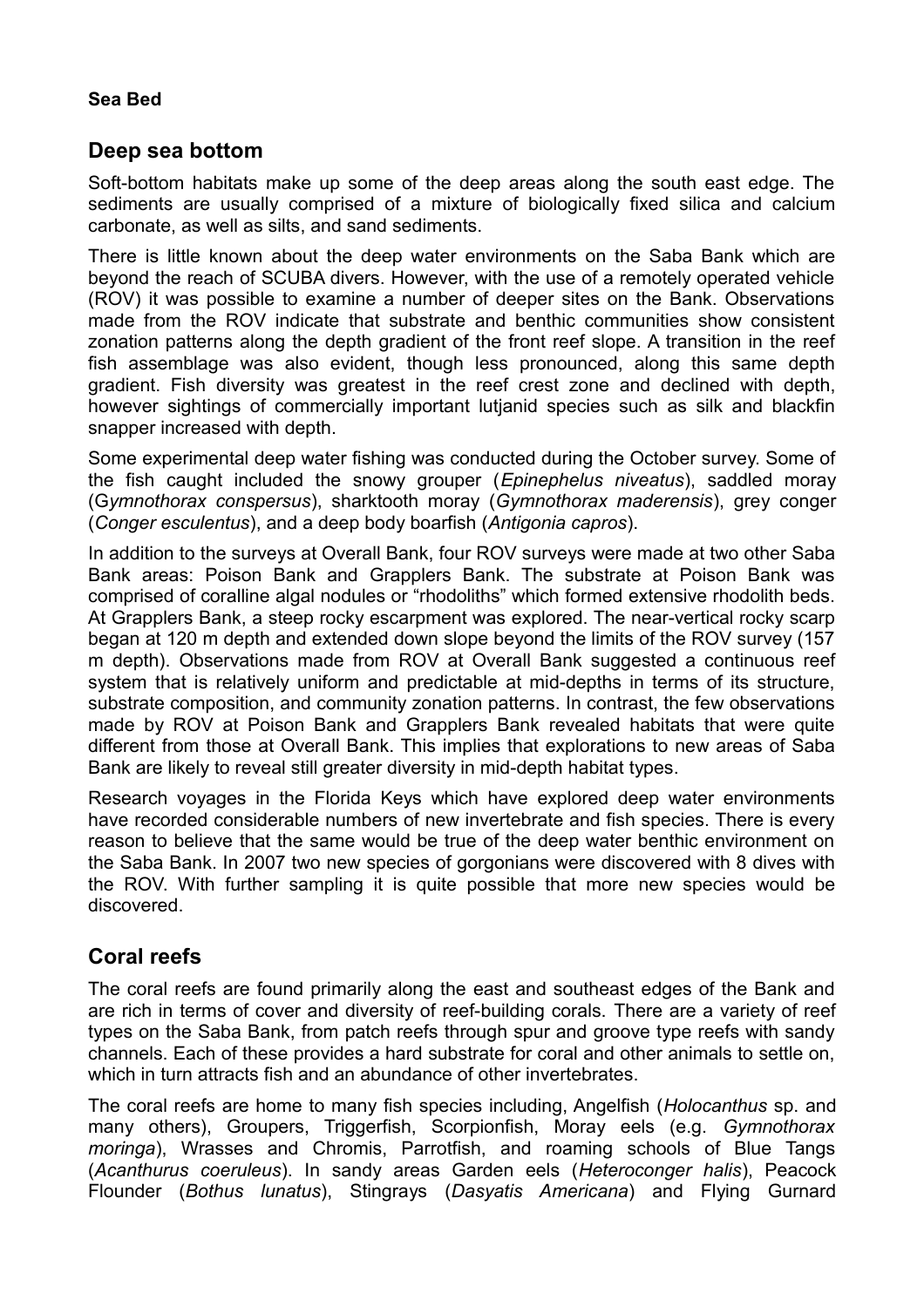**Sea Bed**

## Deep sea bottom

Soft-bottom habitats make up some of the deep areas along the south east edge. The sediments are usually comprised of a mixture of biologically fixed silica and calcium carbonate, as well as silts, and sand sediments.

There is little known about the deep water environments on the Saba Bank which are beyond the reach of SCUBA divers. However, with the use of a remotely operated vehicle (ROV) it was possible to examine a number of deeper sites on the Bank. Observations made from the ROV indicate that substrate and benthic communities show consistent zonation patterns along the depth gradient of the front reef slope. A transition in the reef fish assemblage was also evident, though less pronounced, along this same depth gradient. Fish diversity was greatest in the reef crest zone and declined with depth, however sightings of commercially important lutjanid species such as silk and blackfin snapper increased with depth.

Some experimental deep water fishing was conducted during the October survey. Some of the fish caught included the snowy grouper (*Epinephelus niveatus*), saddled moray (G*ymnothorax conspersus*), sharktooth moray (*Gymnothorax maderensis*), grey conger (*Conger esculentus*), and a deep body boarfish (*Antigonia capros*).

In addition to the surveys at Overall Bank, four ROV surveys were made at two other Saba Bank areas: Poison Bank and Grapplers Bank. The substrate at Poison Bank was comprised of coralline algal nodules or "rhodoliths" which formed extensive rhodolith beds. At Grapplers Bank, a steep rocky escarpment was explored. The near-vertical rocky scarp began at 120 m depth and extended down slope beyond the limits of the ROV survey (157 m depth). Observations made from ROV at Overall Bank suggested a continuous reef system that is relatively uniform and predictable at mid-depths in terms of its structure, substrate composition, and community zonation patterns. In contrast, the few observations made by ROV at Poison Bank and Grapplers Bank revealed habitats that were quite different from those at Overall Bank. This implies that explorations to new areas of Saba Bank are likely to reveal still greater diversity in mid-depth habitat types.

Research voyages in the Florida Keys which have explored deep water environments have recorded considerable numbers of new invertebrate and fish species. There is every reason to believe that the same would be true of the deep water benthic environment on the Saba Bank. In 2007 two new species of gorgonians were discovered with 8 dives with the ROV. With further sampling it is quite possible that more new species would be discovered.

## Coral reefs

The coral reefs are found primarily along the east and southeast edges of the Bank and are rich in terms of cover and diversity of reef-building corals. There are a variety of reef types on the Saba Bank, from patch reefs through spur and groove type reefs with sandy channels. Each of these provides a hard substrate for coral and other animals to settle on, which in turn attracts fish and an abundance of other invertebrates.

The coral reefs are home to many fish species including, Angelfish (*Holocanthus* sp. and many others), Groupers, Triggerfish, Scorpionfish, Moray eels (e.g. *Gymnothorax moringa*), Wrasses and Chromis, Parrotfish, and roaming schools of Blue Tangs (*Acanthurus coeruleus*). In sandy areas Garden eels (*Heteroconger halis*), Peacock Flounder (*Bothus lunatus*), Stingrays (*Dasyatis Americana*) and Flying Gurnard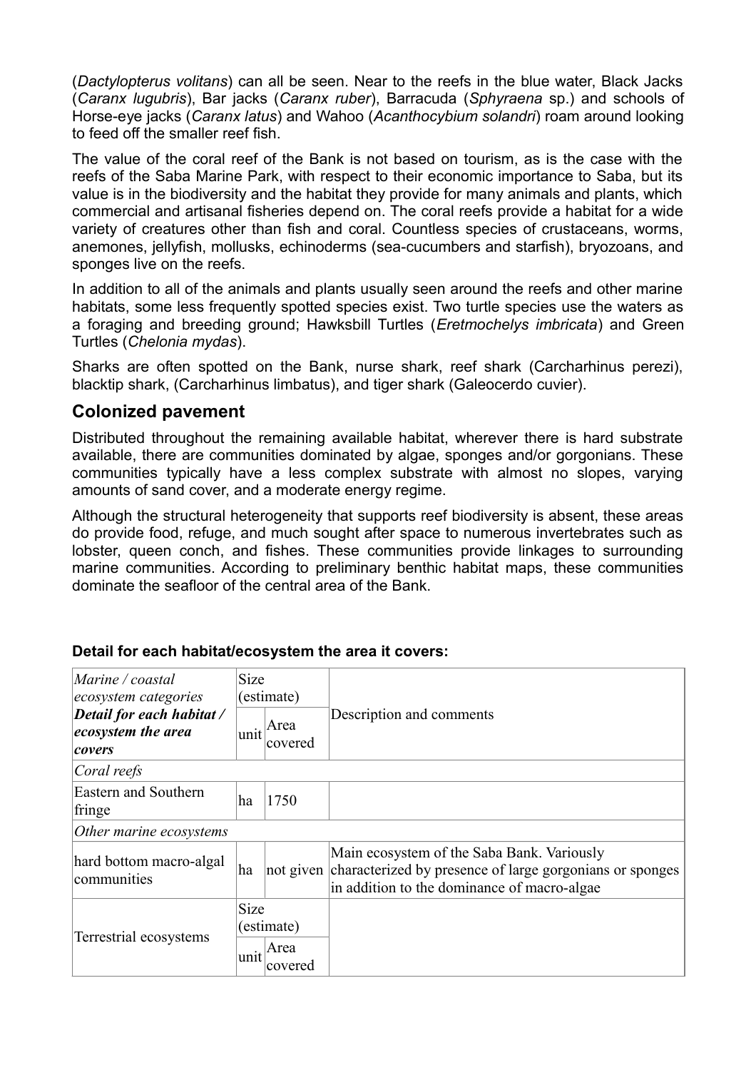(*Dactylopterus volitans*) can all be seen. Near to the reefs in the blue water, Black Jacks (*Caranx lugubris*), Bar jacks (*Caranx ruber*), Barracuda (*Sphyraena* sp.) and schools of Horse-eye jacks (*Caranx latus*) and Wahoo (*Acanthocybium solandri*) roam around looking to feed off the smaller reef fish.

The value of the coral reef of the Bank is not based on tourism, as is the case with the reefs of the Saba Marine Park, with respect to their economic importance to Saba, but its value is in the biodiversity and the habitat they provide for many animals and plants, which commercial and artisanal fisheries depend on. The coral reefs provide a habitat for a wide variety of creatures other than fish and coral. Countless species of crustaceans, worms, anemones, jellyfish, mollusks, echinoderms (sea-cucumbers and starfish), bryozoans, and sponges live on the reefs.

In addition to all of the animals and plants usually seen around the reefs and other marine habitats, some less frequently spotted species exist. Two turtle species use the waters as a foraging and breeding ground; Hawksbill Turtles (*Eretmochelys imbricata*) and Green Turtles (*Chelonia mydas*).

Sharks are often spotted on the Bank, nurse shark, reef shark (Carcharhinus perezi), blacktip shark, (Carcharhinus limbatus), and tiger shark (Galeocerdo cuvier).

## Colonized pavement

Distributed throughout the remaining available habitat, wherever there is hard substrate available, there are communities dominated by algae, sponges and/or gorgonians. These communities typically have a less complex substrate with almost no slopes, varying amounts of sand cover, and a moderate energy regime.

Although the structural heterogeneity that supports reef biodiversity is absent, these areas do provide food, refuge, and much sought after space to numerous invertebrates such as lobster, queen conch, and fishes. These communities provide linkages to surrounding marine communities. According to preliminary benthic habitat maps, these communities dominate the seafloor of the central area of the Bank.

**Detail for each habitat/ecosystem the area it covers:**

| *Marine / coastal ecosystem categories* ***Detail for each habitat / ecosystem the area covers*** | Size (estimate) | | Description and comments |
|---|---|---|---|
| | unit | Area covered | |
| *Coral reefs* | | | |
| Eastern and Southern fringe | ha | 1750 | |
| *Other marine ecosystems* | | | |
| hard bottom macro-algal communities | ha | not given | Main ecosystem of the Saba Bank. Variously characterized by presence of large gorgonians or sponges in addition to the dominance of macro-algae |
| Terrestrial ecosystems | Size (estimate) | | |
| | unit | Area covered | |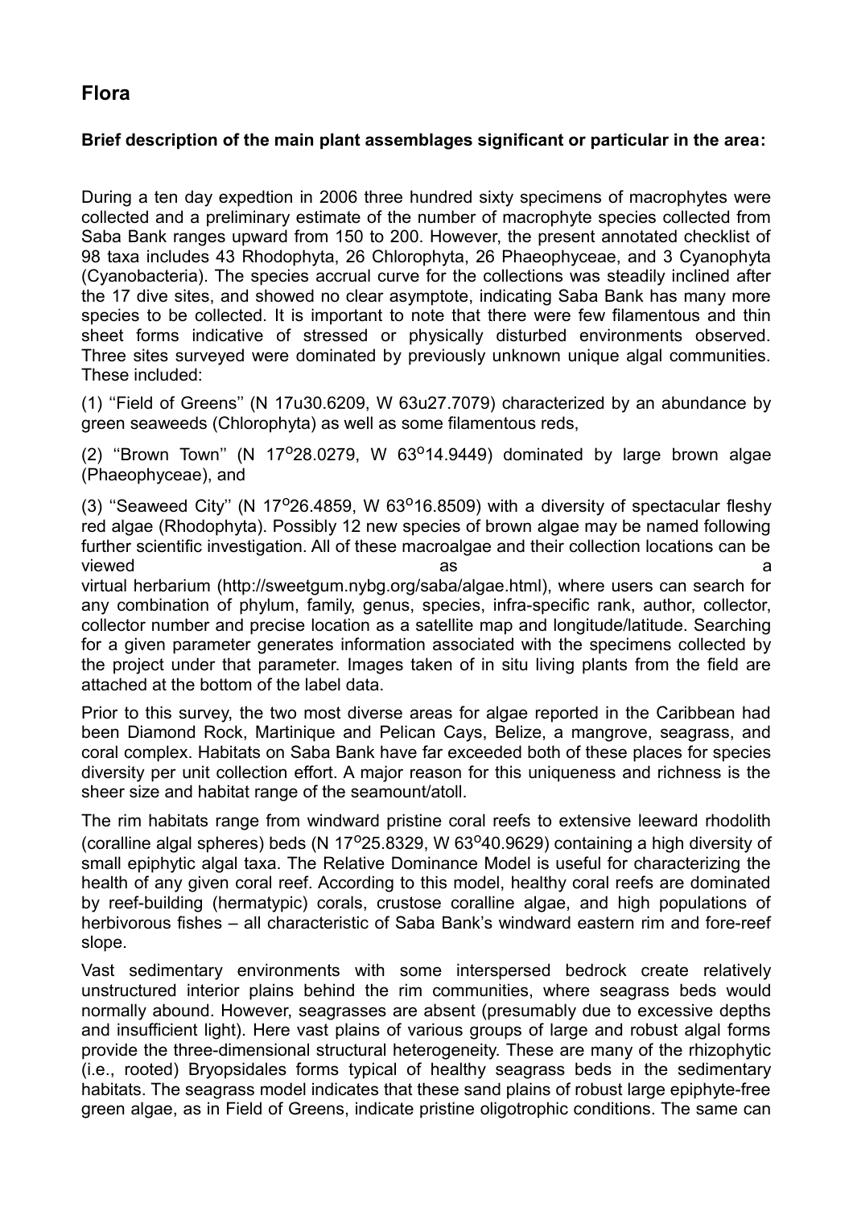## Flora

### Brief description of the main plant assemblages significant or particular in the area:

During a ten day expedtion in 2006 three hundred sixty specimens of macrophytes were collected and a preliminary estimate of the number of macrophyte species collected from Saba Bank ranges upward from 150 to 200. However, the present annotated checklist of 98 taxa includes 43 Rhodophyta, 26 Chlorophyta, 26 Phaeophyceae, and 3 Cyanophyta (Cyanobacteria). The species accrual curve for the collections was steadily inclined after the 17 dive sites, and showed no clear asymptote, indicating Saba Bank has many more species to be collected. It is important to note that there were few filamentous and thin sheet forms indicative of stressed or physically disturbed environments observed. Three sites surveyed were dominated by previously unknown unique algal communities. These included:

(1) ''Field of Greens'' (N 17u30.6209, W 63u27.7079) characterized by an abundance by green seaweeds (Chlorophyta) as well as some filamentous reds,

(2) ''Brown Town'' (N 17°28.0279, W 63°14.9449) dominated by large brown algae (Phaeophyceae), and

(3) ''Seaweed City'' (N 17°26.4859, W 63°16.8509) with a diversity of spectacular fleshy red algae (Rhodophyta). Possibly 12 new species of brown algae may be named following further scientific investigation. All of these macroalgae and their collection locations can be viewed as a virtual herbarium (http://sweetgum.nybg.org/saba/algae.html), where users can search for any combination of phylum, family, genus, species, infra-specific rank, author, collector, collector number and precise location as a satellite map and longitude/latitude. Searching for a given parameter generates information associated with the specimens collected by the project under that parameter. Images taken of in situ living plants from the field are attached at the bottom of the label data.

Prior to this survey, the two most diverse areas for algae reported in the Caribbean had been Diamond Rock, Martinique and Pelican Cays, Belize, a mangrove, seagrass, and coral complex. Habitats on Saba Bank have far exceeded both of these places for species diversity per unit collection effort. A major reason for this uniqueness and richness is the sheer size and habitat range of the seamount/atoll.

The rim habitats range from windward pristine coral reefs to extensive leeward rhodolith (coralline algal spheres) beds (N 17°25.8329, W 63°40.9629) containing a high diversity of small epiphytic algal taxa. The Relative Dominance Model is useful for characterizing the health of any given coral reef. According to this model, healthy coral reefs are dominated by reef-building (hermatypic) corals, crustose coralline algae, and high populations of herbivorous fishes – all characteristic of Saba Bank's windward eastern rim and fore-reef slope.

Vast sedimentary environments with some interspersed bedrock create relatively unstructured interior plains behind the rim communities, where seagrass beds would normally abound. However, seagrasses are absent (presumably due to excessive depths and insufficient light). Here vast plains of various groups of large and robust algal forms provide the three-dimensional structural heterogeneity. These are many of the rhizophytic (i.e., rooted) Bryopsidales forms typical of healthy seagrass beds in the sedimentary habitats. The seagrass model indicates that these sand plains of robust large epiphyte-free green algae, as in Field of Greens, indicate pristine oligotrophic conditions. The same can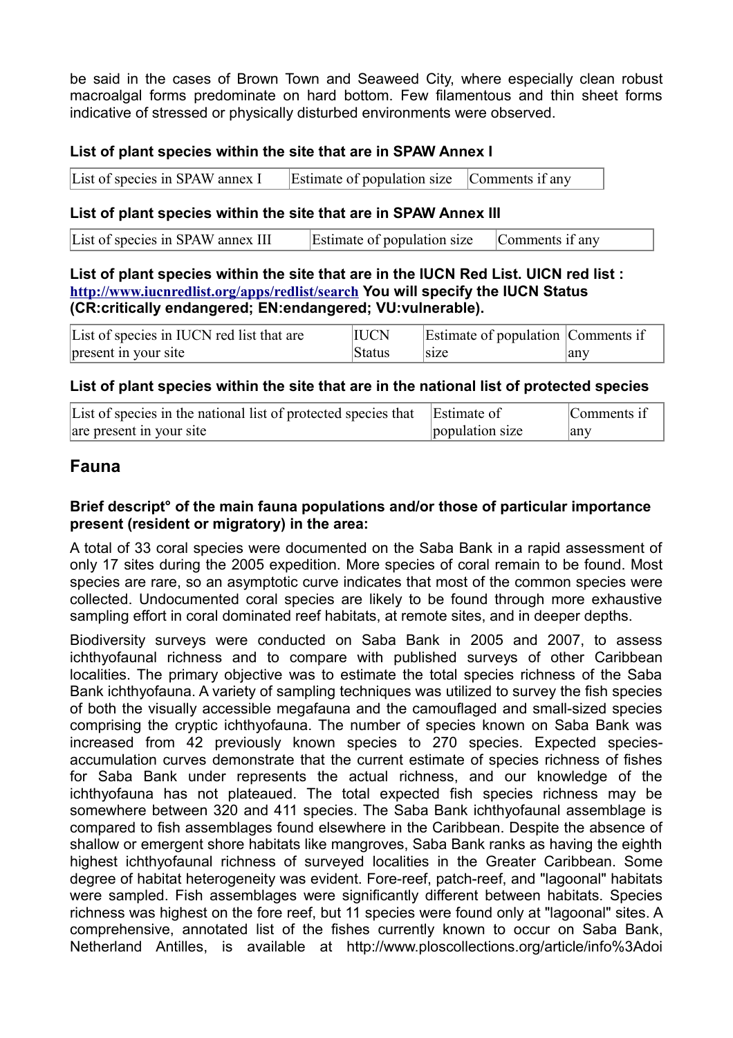be said in the cases of Brown Town and Seaweed City, where especially clean robust macroalgal forms predominate on hard bottom. Few filamentous and thin sheet forms indicative of stressed or physically disturbed environments were observed.

**List of plant species within the site that are in SPAW Annex I**

| List of species in SPAW annex I | Estimate of population size | Comments if any |
|---|---|---|

**List of plant species within the site that are in SPAW Annex III**

| List of species in SPAW annex III | Estimate of population size | Comments if any |
|---|---|---|

**List of plant species within the site that are in the IUCN Red List. UICN red list : http://www.iucnredlist.org/apps/redlist/search You will specify the IUCN Status (CR:critically endangered; EN:endangered; VU:vulnerable).**

| List of species in IUCN red list that are present in your site | IUCN Status | Estimate of population size | Comments if any |
|---|---|---|---|

**List of plant species within the site that are in the national list of protected species**

| List of species in the national list of protected species that are present in your site | Estimate of population size | Comments if any |
|---|---|---|

## Fauna

**Brief descript° of the main fauna populations and/or those of particular importance present (resident or migratory) in the area:**

A total of 33 coral species were documented on the Saba Bank in a rapid assessment of only 17 sites during the 2005 expedition. More species of coral remain to be found. Most species are rare, so an asymptotic curve indicates that most of the common species were collected. Undocumented coral species are likely to be found through more exhaustive sampling effort in coral dominated reef habitats, at remote sites, and in deeper depths.

Biodiversity surveys were conducted on Saba Bank in 2005 and 2007, to assess ichthyofaunal richness and to compare with published surveys of other Caribbean localities. The primary objective was to estimate the total species richness of the Saba Bank ichthyofauna. A variety of sampling techniques was utilized to survey the fish species of both the visually accessible megafauna and the camouflaged and small-sized species comprising the cryptic ichthyofauna. The number of species known on Saba Bank was increased from 42 previously known species to 270 species. Expected species-accumulation curves demonstrate that the current estimate of species richness of fishes for Saba Bank under represents the actual richness, and our knowledge of the ichthyofauna has not plateaued. The total expected fish species richness may be somewhere between 320 and 411 species. The Saba Bank ichthyofaunal assemblage is compared to fish assemblages found elsewhere in the Caribbean. Despite the absence of shallow or emergent shore habitats like mangroves, Saba Bank ranks as having the eighth highest ichthyofaunal richness of surveyed localities in the Greater Caribbean. Some degree of habitat heterogeneity was evident. Fore-reef, patch-reef, and "lagoonal" habitats were sampled. Fish assemblages were significantly different between habitats. Species richness was highest on the fore reef, but 11 species were found only at "lagoonal" sites. A comprehensive, annotated list of the fishes currently known to occur on Saba Bank, Netherland Antilles, is available at http://www.ploscollections.org/article/info%3Adoi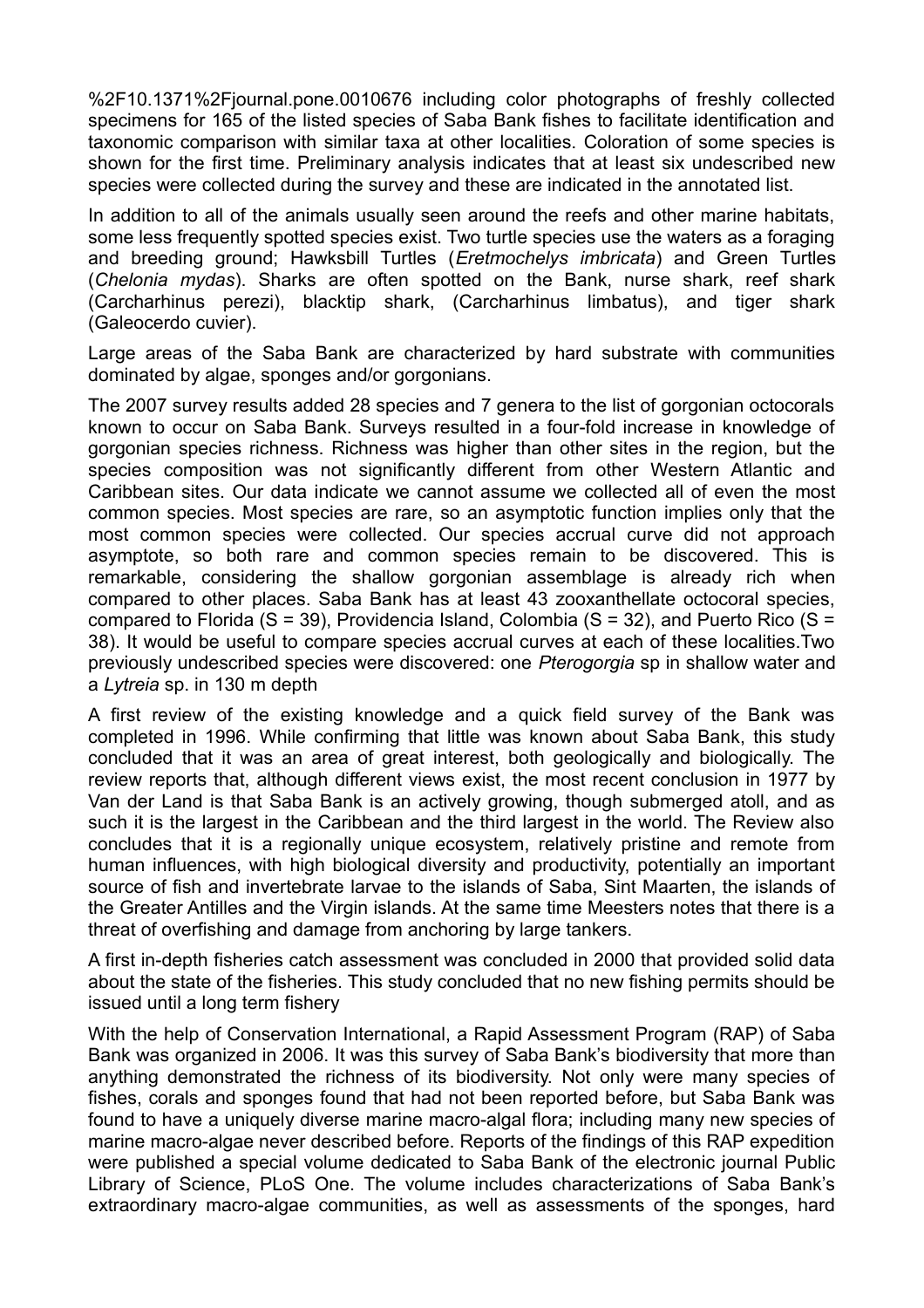%2F10.1371%2Fjournal.pone.0010676 including color photographs of freshly collected specimens for 165 of the listed species of Saba Bank fishes to facilitate identification and taxonomic comparison with similar taxa at other localities. Coloration of some species is shown for the first time. Preliminary analysis indicates that at least six undescribed new species were collected during the survey and these are indicated in the annotated list.

In addition to all of the animals usually seen around the reefs and other marine habitats, some less frequently spotted species exist. Two turtle species use the waters as a foraging and breeding ground; Hawksbill Turtles (*Eretmochelys imbricata*) and Green Turtles (*Chelonia mydas*). Sharks are often spotted on the Bank, nurse shark, reef shark (Carcharhinus perezi), blacktip shark, (Carcharhinus limbatus), and tiger shark (Galeocerdo cuvier).

Large areas of the Saba Bank are characterized by hard substrate with communities dominated by algae, sponges and/or gorgonians.

The 2007 survey results added 28 species and 7 genera to the list of gorgonian octocorals known to occur on Saba Bank. Surveys resulted in a four-fold increase in knowledge of gorgonian species richness. Richness was higher than other sites in the region, but the species composition was not significantly different from other Western Atlantic and Caribbean sites. Our data indicate we cannot assume we collected all of even the most common species. Most species are rare, so an asymptotic function implies only that the most common species were collected. Our species accrual curve did not approach asymptote, so both rare and common species remain to be discovered. This is remarkable, considering the shallow gorgonian assemblage is already rich when compared to other places. Saba Bank has at least 43 zooxanthellate octocoral species, compared to Florida (S = 39), Providencia Island, Colombia (S = 32), and Puerto Rico (S = 38). It would be useful to compare species accrual curves at each of these localities.Two previously undescribed species were discovered: one *Pterogorgia* sp in shallow water and a *Lytreia* sp. in 130 m depth

A first review of the existing knowledge and a quick field survey of the Bank was completed in 1996. While confirming that little was known about Saba Bank, this study concluded that it was an area of great interest, both geologically and biologically. The review reports that, although different views exist, the most recent conclusion in 1977 by Van der Land is that Saba Bank is an actively growing, though submerged atoll, and as such it is the largest in the Caribbean and the third largest in the world. The Review also concludes that it is a regionally unique ecosystem, relatively pristine and remote from human influences, with high biological diversity and productivity, potentially an important source of fish and invertebrate larvae to the islands of Saba, Sint Maarten, the islands of the Greater Antilles and the Virgin islands. At the same time Meesters notes that there is a threat of overfishing and damage from anchoring by large tankers.

A first in-depth fisheries catch assessment was concluded in 2000 that provided solid data about the state of the fisheries. This study concluded that no new fishing permits should be issued until a long term fishery

With the help of Conservation International, a Rapid Assessment Program (RAP) of Saba Bank was organized in 2006. It was this survey of Saba Bank's biodiversity that more than anything demonstrated the richness of its biodiversity. Not only were many species of fishes, corals and sponges found that had not been reported before, but Saba Bank was found to have a uniquely diverse marine macro-algal flora; including many new species of marine macro-algae never described before. Reports of the findings of this RAP expedition were published a special volume dedicated to Saba Bank of the electronic journal Public Library of Science, PLoS One. The volume includes characterizations of Saba Bank's extraordinary macro-algae communities, as well as assessments of the sponges, hard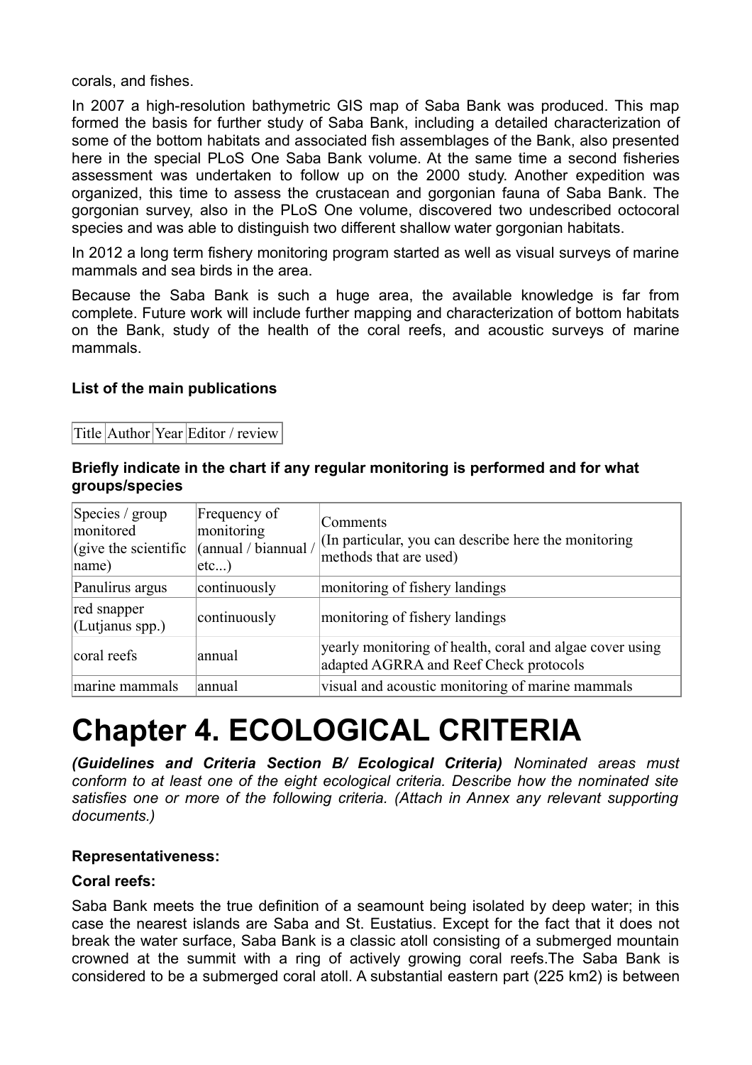corals, and fishes.

In 2007 a high-resolution bathymetric GIS map of Saba Bank was produced. This map formed the basis for further study of Saba Bank, including a detailed characterization of some of the bottom habitats and associated fish assemblages of the Bank, also presented here in the special PLoS One Saba Bank volume. At the same time a second fisheries assessment was undertaken to follow up on the 2000 study. Another expedition was organized, this time to assess the crustacean and gorgonian fauna of Saba Bank. The gorgonian survey, also in the PLoS One volume, discovered two undescribed octocoral species and was able to distinguish two different shallow water gorgonian habitats.

In 2012 a long term fishery monitoring program started as well as visual surveys of marine mammals and sea birds in the area.

Because the Saba Bank is such a huge area, the available knowledge is far from complete. Future work will include further mapping and characterization of bottom habitats on the Bank, study of the health of the coral reefs, and acoustic surveys of marine mammals.

**List of the main publications**

| Title | Author | Year | Editor / review |
|---|---|---|---|

**Briefly indicate in the chart if any regular monitoring is performed and for what groups/species**

| Species / group monitored (give the scientific name) | Frequency of monitoring (annual / biannual / etc...) | Comments (In particular, you can describe here the monitoring methods that are used) |
|---|---|---|
| Panulirus argus | continuously | monitoring of fishery landings |
| red snapper (Lutjanus spp.) | continuously | monitoring of fishery landings |
| coral reefs | annual | yearly monitoring of health, coral and algae cover using adapted AGRRA and Reef Check protocols |
| marine mammals | annual | visual and acoustic monitoring of marine mammals |

# Chapter 4. ECOLOGICAL CRITERIA

***(Guidelines and Criteria Section B/ Ecological Criteria)*** *Nominated areas must conform to at least one of the eight ecological criteria. Describe how the nominated site satisfies one or more of the following criteria. (Attach in Annex any relevant supporting documents.)*

**Representativeness:**

**Coral reefs:**

Saba Bank meets the true definition of a seamount being isolated by deep water; in this case the nearest islands are Saba and St. Eustatius. Except for the fact that it does not break the water surface, Saba Bank is a classic atoll consisting of a submerged mountain crowned at the summit with a ring of actively growing coral reefs.The Saba Bank is considered to be a submerged coral atoll. A substantial eastern part (225 km2) is between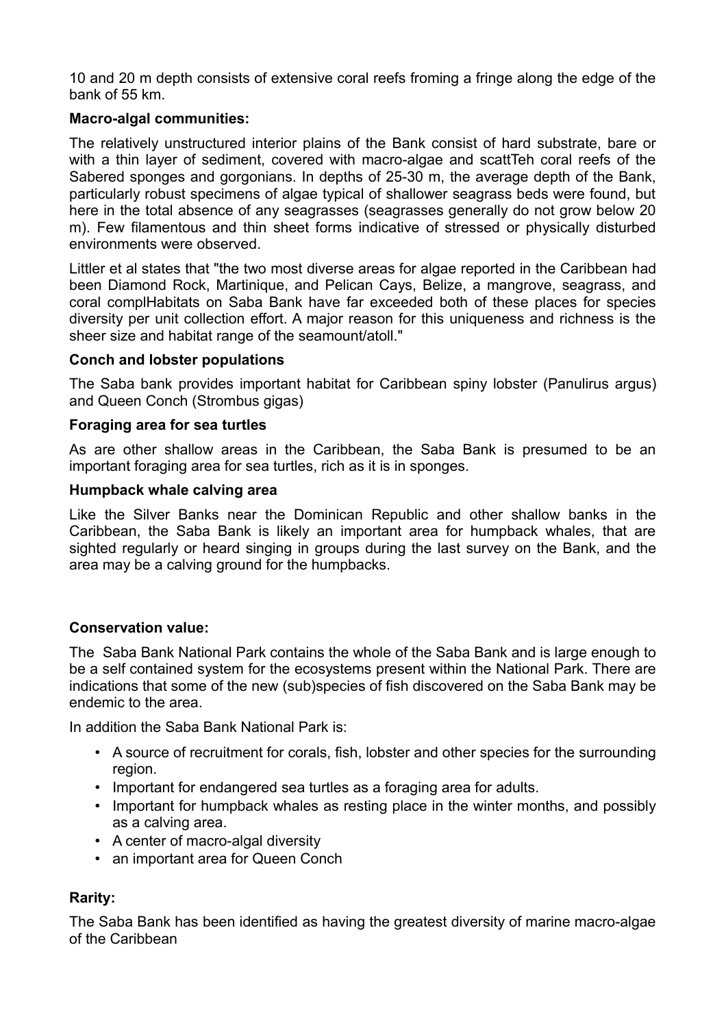10 and 20 m depth consists of extensive coral reefs froming a fringe along the edge of the bank of 55 km.

**Macro-algal communities:**

The relatively unstructured interior plains of the Bank consist of hard substrate, bare or with a thin layer of sediment, covered with macro-algae and scattTeh coral reefs of the Sabered sponges and gorgonians. In depths of 25-30 m, the average depth of the Bank, particularly robust specimens of algae typical of shallower seagrass beds were found, but here in the total absence of any seagrasses (seagrasses generally do not grow below 20 m). Few filamentous and thin sheet forms indicative of stressed or physically disturbed environments were observed.

Littler et al states that "the two most diverse areas for algae reported in the Caribbean had been Diamond Rock, Martinique, and Pelican Cays, Belize, a mangrove, seagrass, and coral complHabitats on Saba Bank have far exceeded both of these places for species diversity per unit collection effort. A major reason for this uniqueness and richness is the sheer size and habitat range of the seamount/atoll."

**Conch and lobster populations**

The Saba bank provides important habitat for Caribbean spiny lobster (Panulirus argus) and Queen Conch (Strombus gigas)

**Foraging area for sea turtles**

As are other shallow areas in the Caribbean, the Saba Bank is presumed to be an important foraging area for sea turtles, rich as it is in sponges.

**Humpback whale calving area**

Like the Silver Banks near the Dominican Republic and other shallow banks in the Caribbean, the Saba Bank is likely an important area for humpback whales, that are sighted regularly or heard singing in groups during the last survey on the Bank, and the area may be a calving ground for the humpbacks.

**Conservation value:**

The Saba Bank National Park contains the whole of the Saba Bank and is large enough to be a self contained system for the ecosystems present within the National Park. There are indications that some of the new (sub)species of fish discovered on the Saba Bank may be endemic to the area.

In addition the Saba Bank National Park is:

- A source of recruitment for corals, fish, lobster and other species for the surrounding region.
- Important for endangered sea turtles as a foraging area for adults.
- Important for humpback whales as resting place in the winter months, and possibly as a calving area.
- A center of macro-algal diversity
- an important area for Queen Conch

**Rarity:**

The Saba Bank has been identified as having the greatest diversity of marine macro-algae of the Caribbean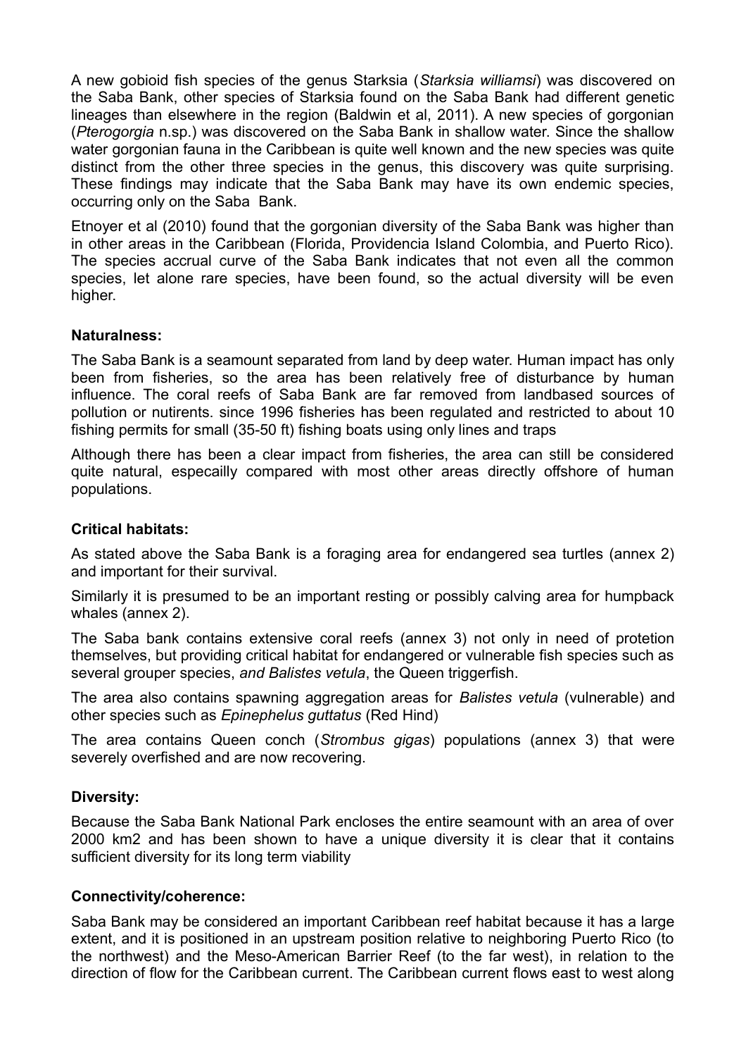A new gobioid fish species of the genus Starksia (*Starksia williamsi*) was discovered on the Saba Bank, other species of Starksia found on the Saba Bank had different genetic lineages than elsewhere in the region (Baldwin et al, 2011). A new species of gorgonian (*Pterogorgia* n.sp.) was discovered on the Saba Bank in shallow water. Since the shallow water gorgonian fauna in the Caribbean is quite well known and the new species was quite distinct from the other three species in the genus, this discovery was quite surprising. These findings may indicate that the Saba Bank may have its own endemic species, occurring only on the Saba Bank.

Etnoyer et al (2010) found that the gorgonian diversity of the Saba Bank was higher than in other areas in the Caribbean (Florida, Providencia Island Colombia, and Puerto Rico). The species accrual curve of the Saba Bank indicates that not even all the common species, let alone rare species, have been found, so the actual diversity will be even higher.

**Naturalness:**

The Saba Bank is a seamount separated from land by deep water. Human impact has only been from fisheries, so the area has been relatively free of disturbance by human influence. The coral reefs of Saba Bank are far removed from landbased sources of pollution or nutirents. since 1996 fisheries has been regulated and restricted to about 10 fishing permits for small (35-50 ft) fishing boats using only lines and traps

Although there has been a clear impact from fisheries, the area can still be considered quite natural, especailly compared with most other areas directly offshore of human populations.

**Critical habitats:**

As stated above the Saba Bank is a foraging area for endangered sea turtles (annex 2) and important for their survival.

Similarly it is presumed to be an important resting or possibly calving area for humpback whales (annex 2).

The Saba bank contains extensive coral reefs (annex 3) not only in need of protetion themselves, but providing critical habitat for endangered or vulnerable fish species such as several grouper species, *and Balistes vetula*, the Queen triggerfish.

The area also contains spawning aggregation areas for *Balistes vetula* (vulnerable) and other species such as *Epinephelus guttatus* (Red Hind)

The area contains Queen conch (*Strombus gigas*) populations (annex 3) that were severely overfished and are now recovering.

**Diversity:**

Because the Saba Bank National Park encloses the entire seamount with an area of over 2000 km2 and has been shown to have a unique diversity it is clear that it contains sufficient diversity for its long term viability

**Connectivity/coherence:**

Saba Bank may be considered an important Caribbean reef habitat because it has a large extent, and it is positioned in an upstream position relative to neighboring Puerto Rico (to the northwest) and the Meso-American Barrier Reef (to the far west), in relation to the direction of flow for the Caribbean current. The Caribbean current flows east to west along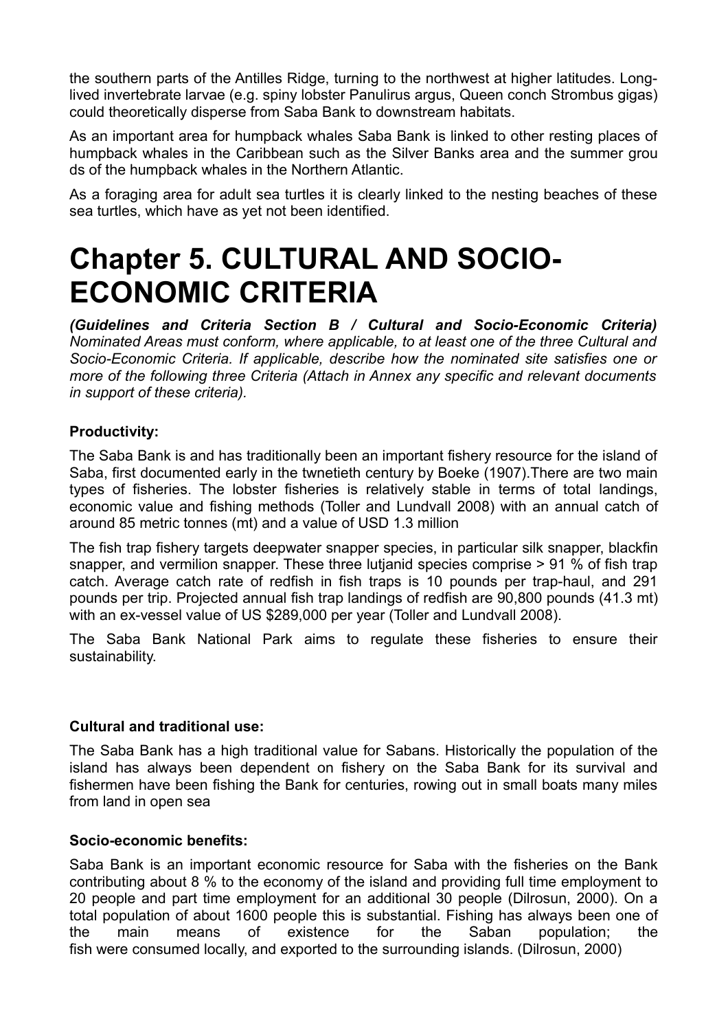the southern parts of the Antilles Ridge, turning to the northwest at higher latitudes. Long-lived invertebrate larvae (e.g. spiny lobster Panulirus argus, Queen conch Strombus gigas) could theoretically disperse from Saba Bank to downstream habitats.

As an important area for humpback whales Saba Bank is linked to other resting places of humpback whales in the Caribbean such as the Silver Banks area and the summer grou ds of the humpback whales in the Northern Atlantic.

As a foraging area for adult sea turtles it is clearly linked to the nesting beaches of these sea turtles, which have as yet not been identified.

# Chapter 5. CULTURAL AND SOCIO-ECONOMIC CRITERIA

***(Guidelines and Criteria Section B / Cultural and Socio-Economic Criteria)*** *Nominated Areas must conform, where applicable, to at least one of the three Cultural and Socio-Economic Criteria. If applicable, describe how the nominated site satisfies one or more of the following three Criteria (Attach in Annex any specific and relevant documents in support of these criteria).*

**Productivity:**

The Saba Bank is and has traditionally been an important fishery resource for the island of Saba, first documented early in the twnetieth century by Boeke (1907).There are two main types of fisheries. The lobster fisheries is relatively stable in terms of total landings, economic value and fishing methods (Toller and Lundvall 2008) with an annual catch of around 85 metric tonnes (mt) and a value of USD 1.3 million

The fish trap fishery targets deepwater snapper species, in particular silk snapper, blackfin snapper, and vermilion snapper. These three lutjanid species comprise > 91 % of fish trap catch. Average catch rate of redfish in fish traps is 10 pounds per trap-haul, and 291 pounds per trip. Projected annual fish trap landings of redfish are 90,800 pounds (41.3 mt) with an ex-vessel value of US $289,000 per year (Toller and Lundvall 2008).

The Saba Bank National Park aims to regulate these fisheries to ensure their sustainability.

**Cultural and traditional use:**

The Saba Bank has a high traditional value for Sabans. Historically the population of the island has always been dependent on fishery on the Saba Bank for its survival and fishermen have been fishing the Bank for centuries, rowing out in small boats many miles from land in open sea

**Socio-economic benefits:**

Saba Bank is an important economic resource for Saba with the fisheries on the Bank contributing about 8 % to the economy of the island and providing full time employment to 20 people and part time employment for an additional 30 people (Dilrosun, 2000). On a total population of about 1600 people this is substantial. Fishing has always been one of the main means of existence for the Saban population; the fish were consumed locally, and exported to the surrounding islands. (Dilrosun, 2000)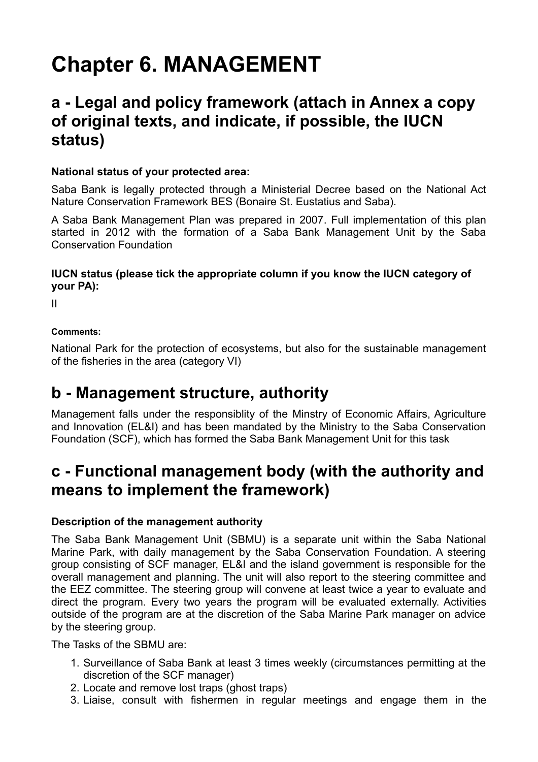# Chapter 6. MANAGEMENT

## a - Legal and policy framework (attach in Annex a copy of original texts, and indicate, if possible, the IUCN status)

**National status of your protected area:**

Saba Bank is legally protected through a Ministerial Decree based on the National Act Nature Conservation Framework BES (Bonaire St. Eustatius and Saba).

A Saba Bank Management Plan was prepared in 2007. Full implementation of this plan started in 2012 with the formation of a Saba Bank Management Unit by the Saba Conservation Foundation

**IUCN status (please tick the appropriate column if you know the IUCN category of your PA):**

II

**Comments:**

National Park for the protection of ecosystems, but also for the sustainable management of the fisheries in the area (category VI)

## b - Management structure, authority

Management falls under the responsiblity of the Minstry of Economic Affairs, Agriculture and Innovation (EL&I) and has been mandated by the Ministry to the Saba Conservation Foundation (SCF), which has formed the Saba Bank Management Unit for this task

## c - Functional management body (with the authority and means to implement the framework)

**Description of the management authority**

The Saba Bank Management Unit (SBMU) is a separate unit within the Saba National Marine Park, with daily management by the Saba Conservation Foundation. A steering group consisting of SCF manager, EL&I and the island government is responsible for the overall management and planning. The unit will also report to the steering committee and the EEZ committee. The steering group will convene at least twice a year to evaluate and direct the program. Every two years the program will be evaluated externally. Activities outside of the program are at the discretion of the Saba Marine Park manager on advice by the steering group.

The Tasks of the SBMU are:

1. Surveillance of Saba Bank at least 3 times weekly (circumstances permitting at the discretion of the SCF manager)
2. Locate and remove lost traps (ghost traps)
3. Liaise, consult with fishermen in regular meetings and engage them in the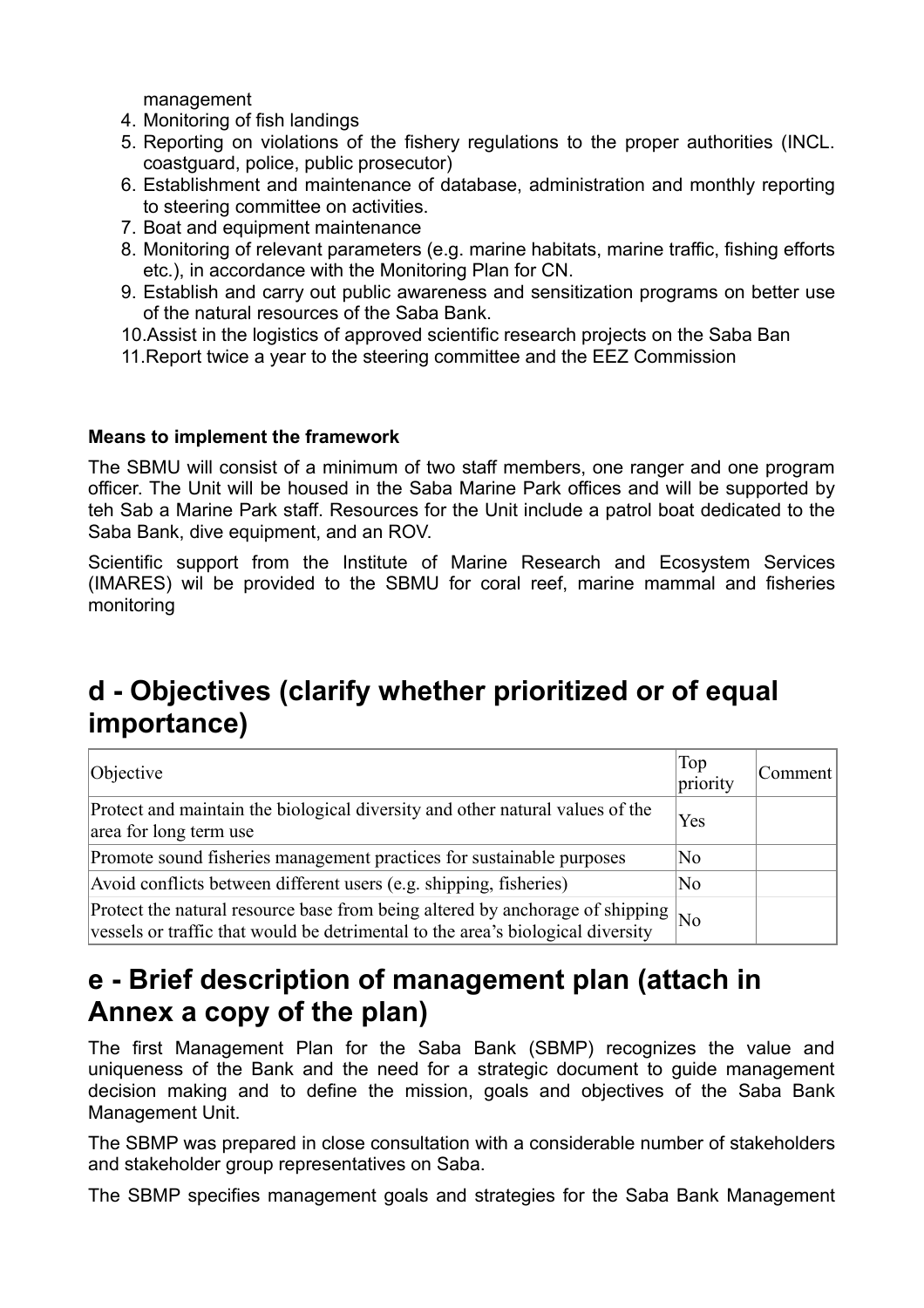management

4. Monitoring of fish landings
5. Reporting on violations of the fishery regulations to the proper authorities (INCL. coastguard, police, public prosecutor)
6. Establishment and maintenance of database, administration and monthly reporting to steering committee on activities.
7. Boat and equipment maintenance
8. Monitoring of relevant parameters (e.g. marine habitats, marine traffic, fishing efforts etc.), in accordance with the Monitoring Plan for CN.
9. Establish and carry out public awareness and sensitization programs on better use of the natural resources of the Saba Bank.
10. Assist in the logistics of approved scientific research projects on the Saba Ban
11. Report twice a year to the steering committee and the EEZ Commission

**Means to implement the framework**

The SBMU will consist of a minimum of two staff members, one ranger and one program officer. The Unit will be housed in the Saba Marine Park offices and will be supported by teh Sab a Marine Park staff. Resources for the Unit include a patrol boat dedicated to the Saba Bank, dive equipment, and an ROV.

Scientific support from the Institute of Marine Research and Ecosystem Services (IMARES) wil be provided to the SBMU for coral reef, marine mammal and fisheries monitoring

# d - Objectives (clarify whether prioritized or of equal importance)

| Objective | Top priority | Comment |
|---|---|---|
| Protect and maintain the biological diversity and other natural values of the area for long term use | Yes | |
| Promote sound fisheries management practices for sustainable purposes | No | |
| Avoid conflicts between different users (e.g. shipping, fisheries) | No | |
| Protect the natural resource base from being altered by anchorage of shipping vessels or traffic that would be detrimental to the area's biological diversity | No | |

# e - Brief description of management plan (attach in Annex a copy of the plan)

The first Management Plan for the Saba Bank (SBMP) recognizes the value and uniqueness of the Bank and the need for a strategic document to guide management decision making and to define the mission, goals and objectives of the Saba Bank Management Unit.

The SBMP was prepared in close consultation with a considerable number of stakeholders and stakeholder group representatives on Saba.

The SBMP specifies management goals and strategies for the Saba Bank Management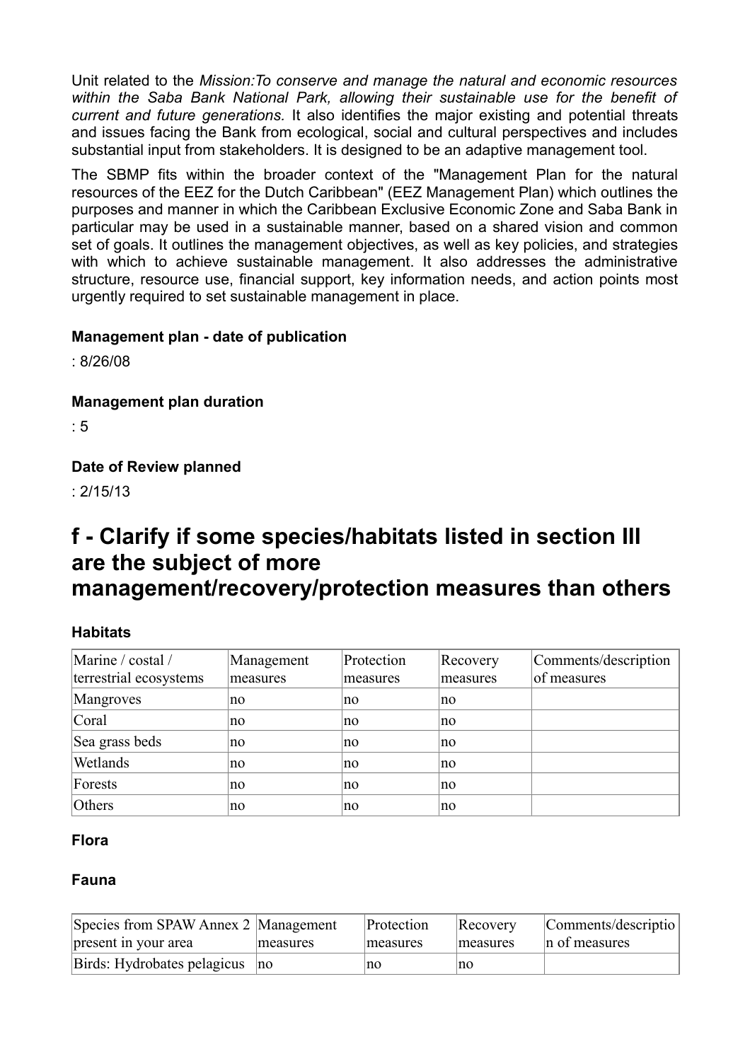Unit related to the *Mission:To conserve and manage the natural and economic resources within the Saba Bank National Park, allowing their sustainable use for the benefit of current and future generations.* It also identifies the major existing and potential threats and issues facing the Bank from ecological, social and cultural perspectives and includes substantial input from stakeholders. It is designed to be an adaptive management tool.

The SBMP fits within the broader context of the "Management Plan for the natural resources of the EEZ for the Dutch Caribbean" (EEZ Management Plan) which outlines the purposes and manner in which the Caribbean Exclusive Economic Zone and Saba Bank in particular may be used in a sustainable manner, based on a shared vision and common set of goals. It outlines the management objectives, as well as key policies, and strategies with which to achieve sustainable management. It also addresses the administrative structure, resource use, financial support, key information needs, and action points most urgently required to set sustainable management in place.

**Management plan - date of publication**

: 8/26/08

**Management plan duration**

: 5

**Date of Review planned**

: 2/15/13

# f - Clarify if some species/habitats listed in section III are the subject of more management/recovery/protection measures than others

**Habitats**

| Marine / costal / terrestrial ecosystems | Management measures | Protection measures | Recovery measures | Comments/description of measures |
|---|---|---|---|---|
| Mangroves | no | no | no | |
| Coral | no | no | no | |
| Sea grass beds | no | no | no | |
| Wetlands | no | no | no | |
| Forests | no | no | no | |
| Others | no | no | no | |

**Flora**

**Fauna**

| Species from SPAW Annex 2 present in your area | Management measures | Protection measures | Recovery measures | Comments/description of measures |
|---|---|---|---|---|
| Birds: Hydrobates pelagicus | no | no | no | |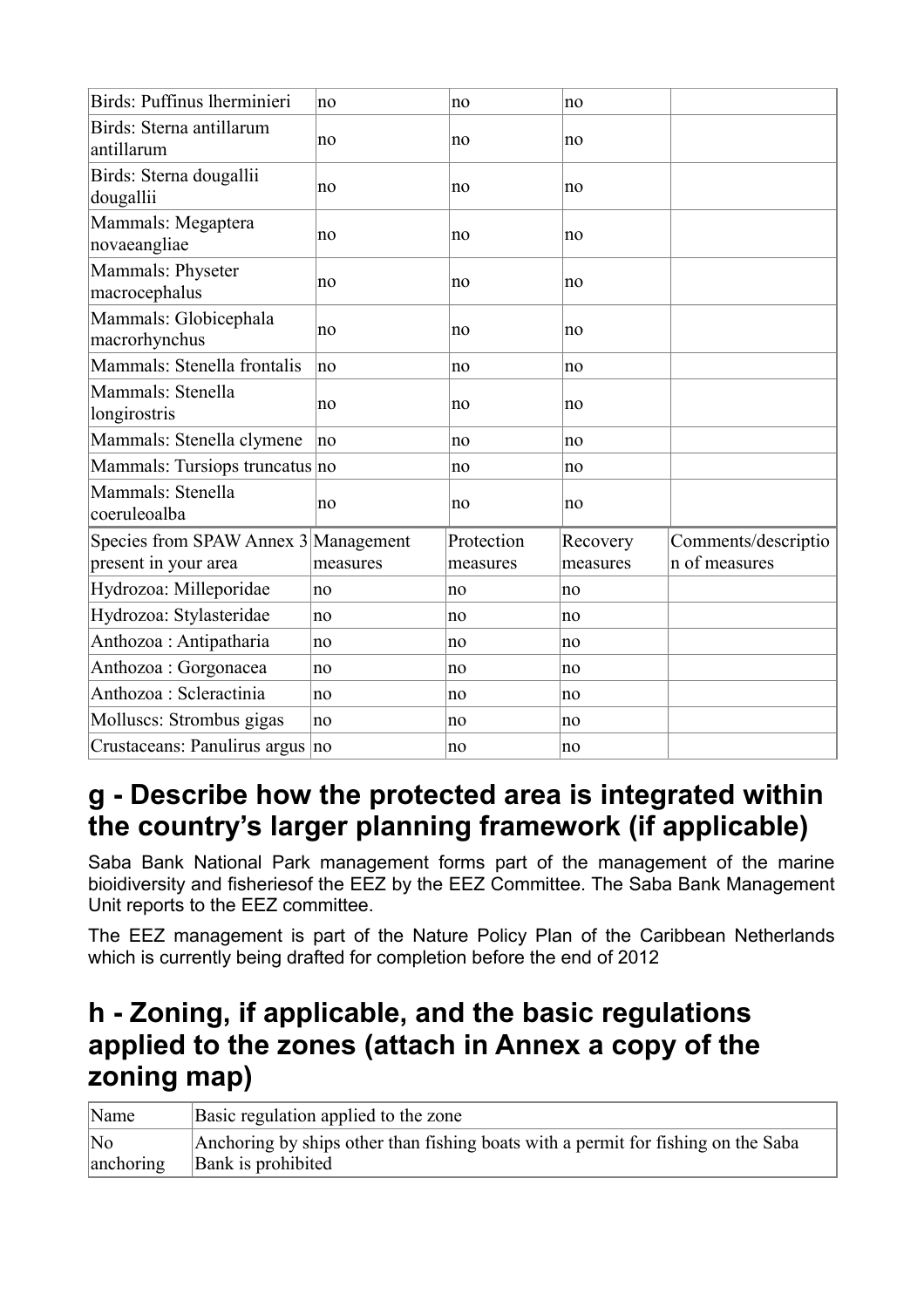| | | | | |
|---|---|---|---|---|
| Birds: Puffinus lherminieri | no | no | no | |
| Birds: Sterna antillarum antillarum | no | no | no | |
| Birds: Sterna dougallii dougallii | no | no | no | |
| Mammals: Megaptera novaeangliae | no | no | no | |
| Mammals: Physeter macrocephalus | no | no | no | |
| Mammals: Globicephala macrorhynchus | no | no | no | |
| Mammals: Stenella frontalis | no | no | no | |
| Mammals: Stenella longirostris | no | no | no | |
| Mammals: Stenella clymene | no | no | no | |
| Mammals: Tursiops truncatus | no | no | no | |
| Mammals: Stenella coeruleoalba | no | no | no | |

| Species from SPAW Annex 3 present in your area | Management measures | Protection measures | Recovery measures | Comments/description of measures |
|---|---|---|---|---|
| Hydrozoa: Milleporidae | no | no | no | |
| Hydrozoa: Stylasteridae | no | no | no | |
| Anthozoa : Antipatharia | no | no | no | |
| Anthozoa : Gorgonacea | no | no | no | |
| Anthozoa : Scleractinia | no | no | no | |
| Molluscs: Strombus gigas | no | no | no | |
| Crustaceans: Panulirus argus | no | no | no | |

## g - Describe how the protected area is integrated within the country's larger planning framework (if applicable)

Saba Bank National Park management forms part of the management of the marine bioidiversity and fisheriesof the EEZ by the EEZ Committee. The Saba Bank Management Unit reports to the EEZ committee.

The EEZ management is part of the Nature Policy Plan of the Caribbean Netherlands which is currently being drafted for completion before the end of 2012

## h - Zoning, if applicable, and the basic regulations applied to the zones (attach in Annex a copy of the zoning map)

| Name | Basic regulation applied to the zone |
|---|---|
| No anchoring | Anchoring by ships other than fishing boats with a permit for fishing on the Saba Bank is prohibited |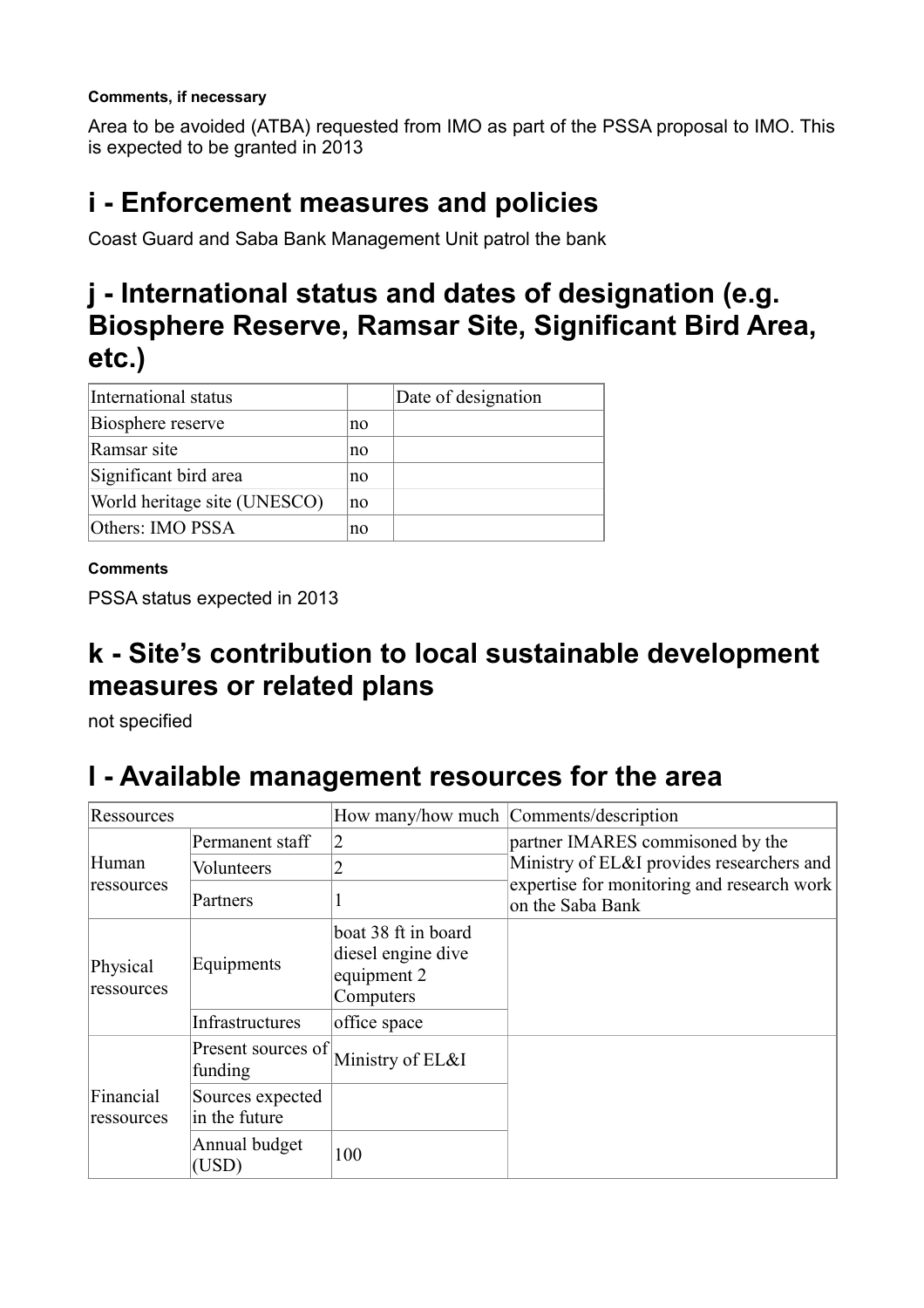**Comments, if necessary**

Area to be avoided (ATBA) requested from IMO as part of the PSSA proposal to IMO. This is expected to be granted in 2013

# i - Enforcement measures and policies

Coast Guard and Saba Bank Management Unit patrol the bank

# j - International status and dates of designation (e.g. Biosphere Reserve, Ramsar Site, Significant Bird Area, etc.)

| International status | | Date of designation |
|---|---|---|
| Biosphere reserve | no | |
| Ramsar site | no | |
| Significant bird area | no | |
| World heritage site (UNESCO) | no | |
| Others: IMO PSSA | no | |

**Comments**

PSSA status expected in 2013

# k - Site's contribution to local sustainable development measures or related plans

not specified

# l - Available management resources for the area

| Ressources | | How many/how much | Comments/description |
|---|---|---|---|
| Human ressources | Permanent staff | 2 | partner IMARES commisoned by the Ministry of EL&I provides researchers and expertise for monitoring and research work on the Saba Bank |
| | Volunteers | 2 | |
| | Partners | 1 | |
| Physical ressources | Equipments | boat 38 ft in board diesel engine dive equipment 2 Computers | |
| | Infrastructures | office space | |
| Financial ressources | Present sources of funding | Ministry of EL&I | |
| | Sources expected in the future | | |
| | Annual budget (USD) | 100 | |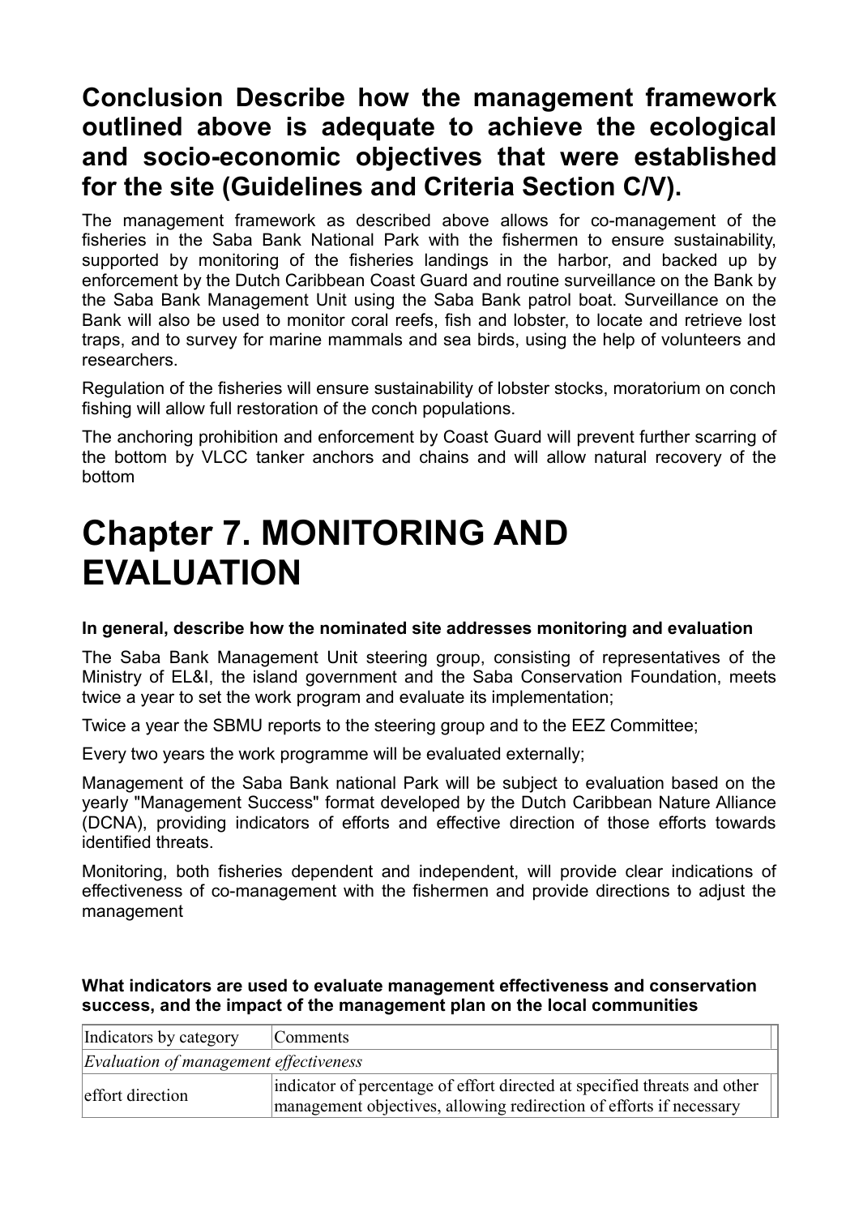### Conclusion Describe how the management framework outlined above is adequate to achieve the ecological and socio-economic objectives that were established for the site (Guidelines and Criteria Section C/V).

The management framework as described above allows for co-management of the fisheries in the Saba Bank National Park with the fishermen to ensure sustainability, supported by monitoring of the fisheries landings in the harbor, and backed up by enforcement by the Dutch Caribbean Coast Guard and routine surveillance on the Bank by the Saba Bank Management Unit using the Saba Bank patrol boat. Surveillance on the Bank will also be used to monitor coral reefs, fish and lobster, to locate and retrieve lost traps, and to survey for marine mammals and sea birds, using the help of volunteers and researchers.

Regulation of the fisheries will ensure sustainability of lobster stocks, moratorium on conch fishing will allow full restoration of the conch populations.

The anchoring prohibition and enforcement by Coast Guard will prevent further scarring of the bottom by VLCC tanker anchors and chains and will allow natural recovery of the bottom

# Chapter 7. MONITORING AND EVALUATION

**In general, describe how the nominated site addresses monitoring and evaluation**

The Saba Bank Management Unit steering group, consisting of representatives of the Ministry of EL&I, the island government and the Saba Conservation Foundation, meets twice a year to set the work program and evaluate its implementation;

Twice a year the SBMU reports to the steering group and to the EEZ Committee;

Every two years the work programme will be evaluated externally;

Management of the Saba Bank national Park will be subject to evaluation based on the yearly "Management Success" format developed by the Dutch Caribbean Nature Alliance (DCNA), providing indicators of efforts and effective direction of those efforts towards identified threats.

Monitoring, both fisheries dependent and independent, will provide clear indications of effectiveness of co-management with the fishermen and provide directions to adjust the management

**What indicators are used to evaluate management effectiveness and conservation success, and the impact of the management plan on the local communities**

| Indicators by category | Comments |
|---|---|
| *Evaluation of management effectiveness* | |
| effort direction | indicator of percentage of effort directed at specified threats and other management objectives, allowing redirection of efforts if necessary |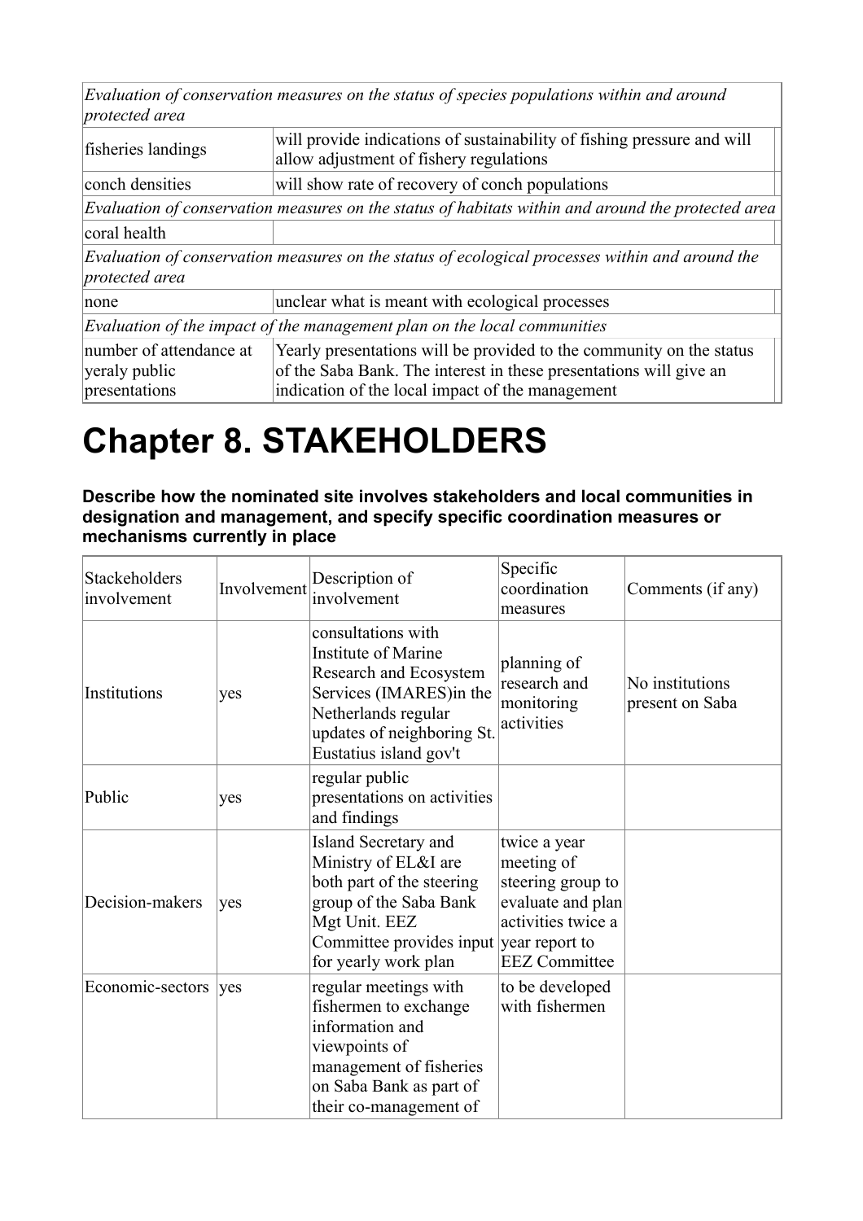| *Evaluation of conservation measures on the status of species populations within and around protected area* | | |
|---|---|---|
| fisheries landings | will provide indications of sustainability of fishing pressure and will allow adjustment of fishery regulations | |
| conch densities | will show rate of recovery of conch populations | |
| *Evaluation of conservation measures on the status of habitats within and around the protected area* | | |
| coral health | | |
| *Evaluation of conservation measures on the status of ecological processes within and around the protected area* | | |
| none | unclear what is meant with ecological processes | |
| *Evaluation of the impact of the management plan on the local communities* | | |
| number of attendance at yeraly public presentations | Yearly presentations will be provided to the community on the status of the Saba Bank. The interest in these presentations will give an indication of the local impact of the management | |

# Chapter 8. STAKEHOLDERS

**Describe how the nominated site involves stakeholders and local communities in designation and management, and specify specific coordination measures or mechanisms currently in place**

| Stackeholders involvement | Involvement | Description of involvement | Specific coordination measures | Comments (if any) |
|---|---|---|---|---|
| Institutions | yes | consultations with Institute of Marine Research and Ecosystem Services (IMARES)in the Netherlands regular updates of neighboring St. Eustatius island gov't | planning of research and monitoring activities | No institutions present on Saba |
| Public | yes | regular public presentations on activities and findings | | |
| Decision-makers | yes | Island Secretary and Ministry of EL&I are both part of the steering group of the Saba Bank Mgt Unit. EEZ Committee provides input for yearly work plan | twice a year meeting of steering group to evaluate and plan activities twice a year report to EEZ Committee | |
| Economic-sectors | yes | regular meetings with fishermen to exchange information and viewpoints of management of fisheries on Saba Bank as part of their co-management of | to be developed with fishermen | |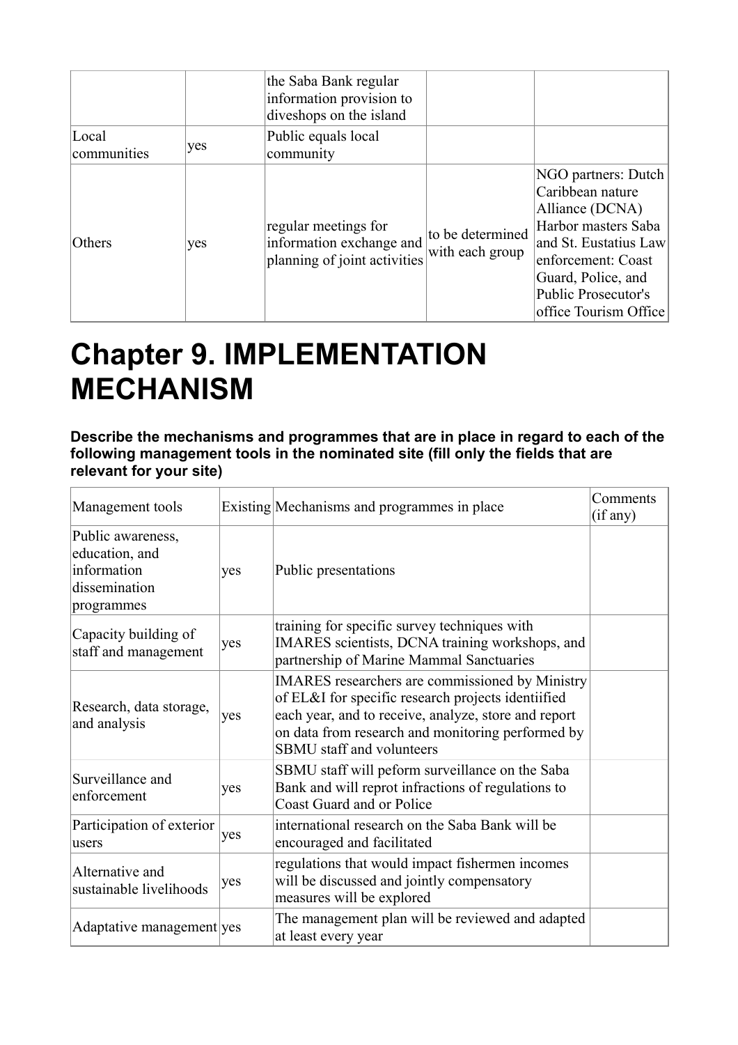| | | the Saba Bank regular information provision to diveshops on the island | | |
|---|---|---|---|---|
| Local communities | yes | Public equals local community | | |
| Others | yes | regular meetings for information exchange and planning of joint activities | to be determined with each group | NGO partners: Dutch Caribbean nature Alliance (DCNA) Harbor masters Saba and St. Eustatius Law enforcement: Coast Guard, Police, and Public Prosecutor's office Tourism Office |

# Chapter 9. IMPLEMENTATION MECHANISM

**Describe the mechanisms and programmes that are in place in regard to each of the following management tools in the nominated site (fill only the fields that are relevant for your site)**

| Management tools | Existing | Mechanisms and programmes in place | Comments (if any) |
|---|---|---|---|
| Public awareness, education, and information dissemination programmes | yes | Public presentations | |
| Capacity building of staff and management | yes | training for specific survey techniques with IMARES scientists, DCNA training workshops, and partnership of Marine Mammal Sanctuaries | |
| Research, data storage, and analysis | yes | IMARES researchers are commissioned by Ministry of EL&I for specific research projects identiified each year, and to receive, analyze, store and report on data from research and monitoring performed by SBMU staff and volunteers | |
| Surveillance and enforcement | yes | SBMU staff will peform surveillance on the Saba Bank and will reprot infractions of regulations to Coast Guard and or Police | |
| Participation of exterior users | yes | international research on the Saba Bank will be encouraged and facilitated | |
| Alternative and sustainable livelihoods | yes | regulations that would impact fishermen incomes will be discussed and jointly compensatory measures will be explored | |
| Adaptative management | yes | The management plan will be reviewed and adapted at least every year | |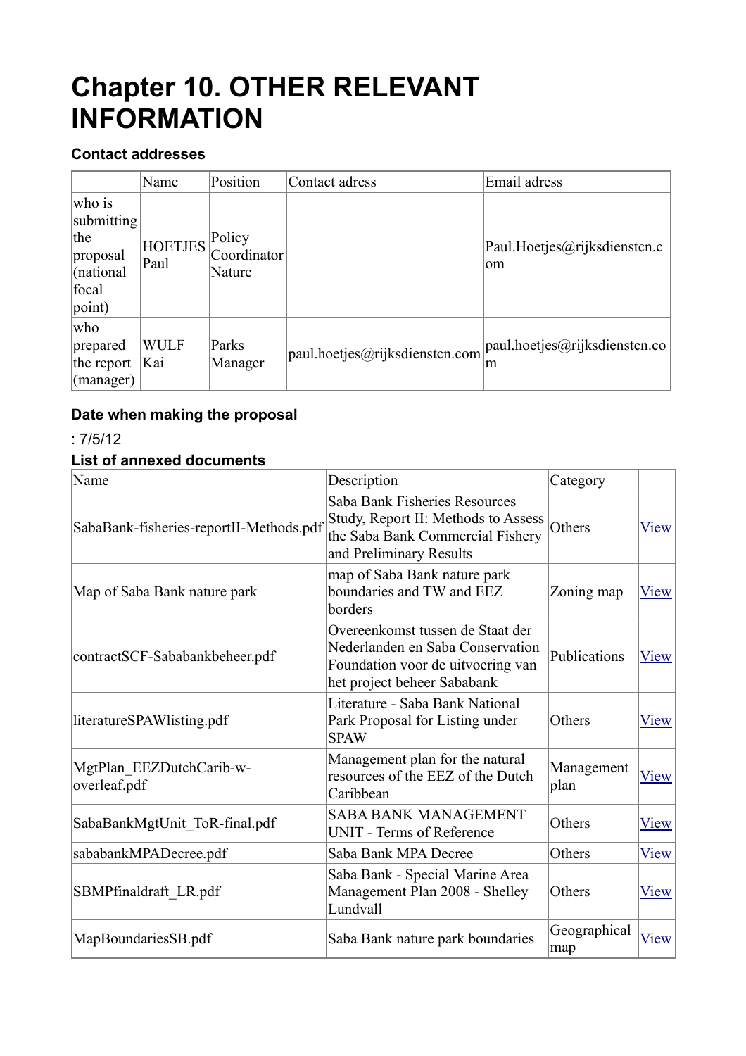# Chapter 10. OTHER RELEVANT INFORMATION

### Contact addresses

| | Name | Position | Contact adress | Email adress |
|---|---|---|---|---|
| who is submitting the proposal (national focal point) | HOETJES Paul | Policy Coordinator Nature | | Paul.Hoetjes@rijksdienstcn.com |
| who prepared the report (manager) | WULF Kai | Parks Manager | paul.hoetjes@rijksdienstcn.com | paul.hoetjes@rijksdienstcn.com |

### Date when making the proposal

: 7/5/12

### List of annexed documents

| Name | Description | Category | |
|---|---|---|---|
| SabaBank-fisheries-reportII-Methods.pdf | Saba Bank Fisheries Resources Study, Report II: Methods to Assess the Saba Bank Commercial Fishery and Preliminary Results | Others | View |
| Map of Saba Bank nature park | map of Saba Bank nature park boundaries and TW and EEZ borders | Zoning map | View |
| contractSCF-Sababankbeheer.pdf | Overeenkomst tussen de Staat der Nederlanden en Saba Conservation Foundation voor de uitvoering van het project beheer Sababank | Publications | View |
| literatureSPAWlisting.pdf | Literature - Saba Bank National Park Proposal for Listing under SPAW | Others | View |
| MgtPlan_EEZDutchCarib-w-overleaf.pdf | Management plan for the natural resources of the EEZ of the Dutch Caribbean | Management plan | View |
| SabaBankMgtUnit_ToR-final.pdf | SABA BANK MANAGEMENT UNIT - Terms of Reference | Others | View |
| sababankMPADecree.pdf | Saba Bank MPA Decree | Others | View |
| SBMPfinaldraft_LR.pdf | Saba Bank - Special Marine Area Management Plan 2008 - Shelley Lundvall | Others | View |
| MapBoundariesSB.pdf | Saba Bank nature park boundaries | Geographical map | View |